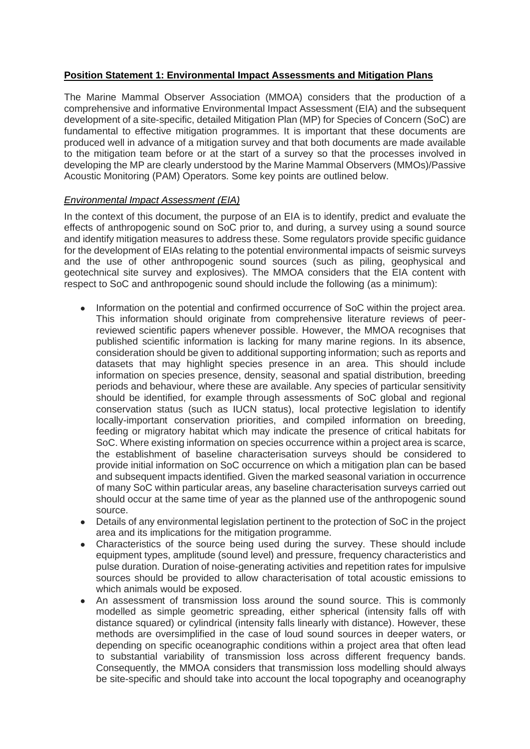**<u>Position Statement 1: Environmental Impact Assessments and Mitigation Plans</u>**

The Marine Mammal Observer Association (MMOA) considers that the production of a comprehensive and informative Environmental Impact Assessment (EIA) and the subsequent development of a site-specific, detailed Mitigation Plan (MP) for Species of Concern (SoC) are fundamental to effective mitigation programmes. It is important that these documents are produced well in advance of a mitigation survey and that both documents are made available to the mitigation team before or at the start of a survey so that the processes involved in developing the MP are clearly understood by the Marine Mammal Observers (MMOs)/Passive Acoustic Monitoring (PAM) Operators. Some key points are outlined below.

*<u>Environmental Impact Assessment (EIA)</u>*

In the context of this document, the purpose of an EIA is to identify, predict and evaluate the effects of anthropogenic sound on SoC prior to, and during, a survey using a sound source and identify mitigation measures to address these. Some regulators provide specific guidance for the development of EIAs relating to the potential environmental impacts of seismic surveys and the use of other anthropogenic sound sources (such as piling, geophysical and geotechnical site survey and explosives). The MMOA considers that the EIA content with respect to SoC and anthropogenic sound should include the following (as a minimum):

- Information on the potential and confirmed occurrence of SoC within the project area. This information should originate from comprehensive literature reviews of peer-reviewed scientific papers whenever possible. However, the MMOA recognises that published scientific information is lacking for many marine regions. In its absence, consideration should be given to additional supporting information; such as reports and datasets that may highlight species presence in an area. This should include information on species presence, density, seasonal and spatial distribution, breeding periods and behaviour, where these are available. Any species of particular sensitivity should be identified, for example through assessments of SoC global and regional conservation status (such as IUCN status), local protective legislation to identify locally-important conservation priorities, and compiled information on breeding, feeding or migratory habitat which may indicate the presence of critical habitats for SoC. Where existing information on species occurrence within a project area is scarce, the establishment of baseline characterisation surveys should be considered to provide initial information on SoC occurrence on which a mitigation plan can be based and subsequent impacts identified. Given the marked seasonal variation in occurrence of many SoC within particular areas, any baseline characterisation surveys carried out should occur at the same time of year as the planned use of the anthropogenic sound source.
- Details of any environmental legislation pertinent to the protection of SoC in the project area and its implications for the mitigation programme.
- Characteristics of the source being used during the survey. These should include equipment types, amplitude (sound level) and pressure, frequency characteristics and pulse duration. Duration of noise-generating activities and repetition rates for impulsive sources should be provided to allow characterisation of total acoustic emissions to which animals would be exposed.
- An assessment of transmission loss around the sound source. This is commonly modelled as simple geometric spreading, either spherical (intensity falls off with distance squared) or cylindrical (intensity falls linearly with distance). However, these methods are oversimplified in the case of loud sound sources in deeper waters, or depending on specific oceanographic conditions within a project area that often lead to substantial variability of transmission loss across different frequency bands. Consequently, the MMOA considers that transmission loss modelling should always be site-specific and should take into account the local topography and oceanography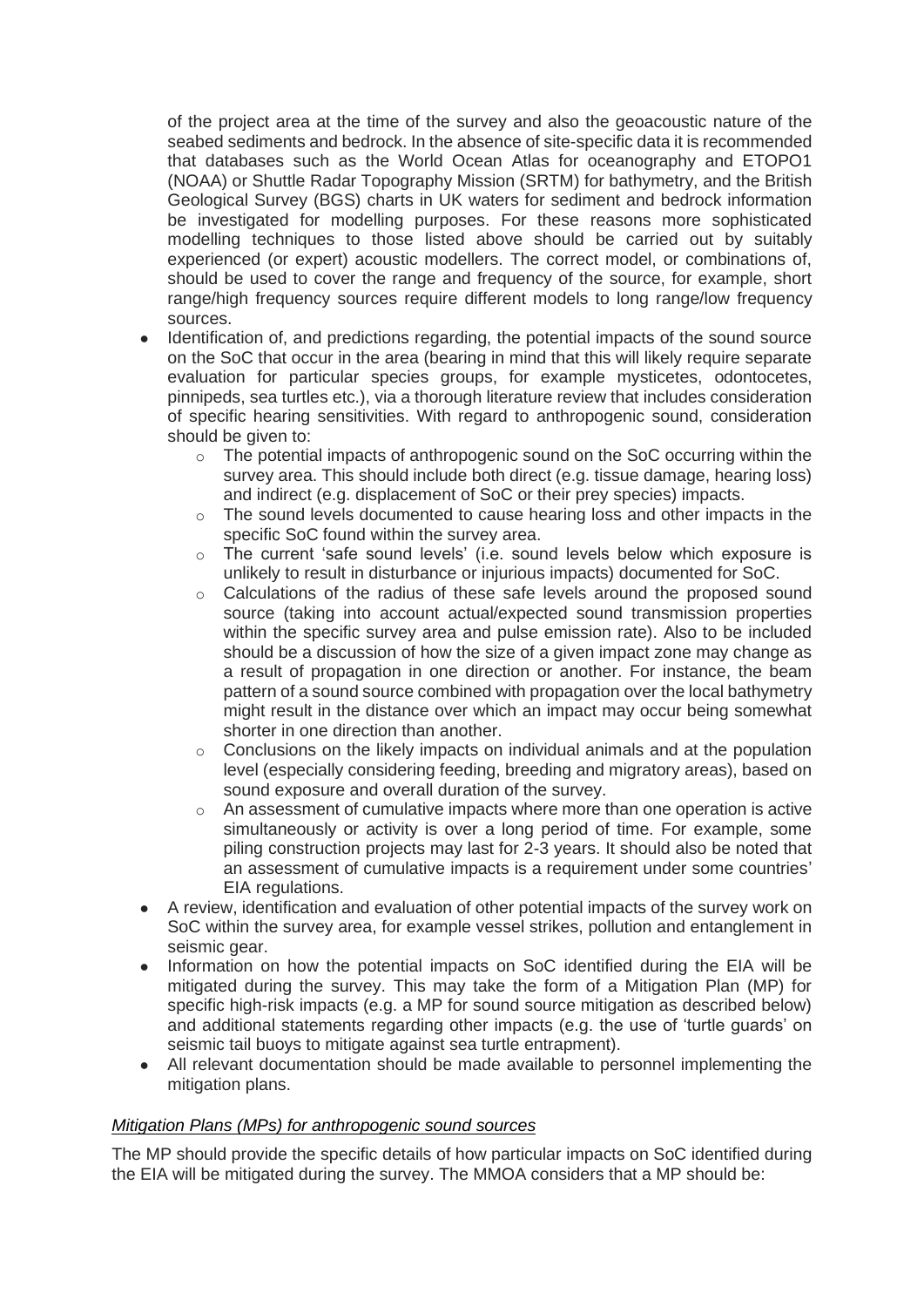of the project area at the time of the survey and also the geoacoustic nature of the seabed sediments and bedrock. In the absence of site-specific data it is recommended that databases such as the World Ocean Atlas for oceanography and ETOPO1 (NOAA) or Shuttle Radar Topography Mission (SRTM) for bathymetry, and the British Geological Survey (BGS) charts in UK waters for sediment and bedrock information be investigated for modelling purposes. For these reasons more sophisticated modelling techniques to those listed above should be carried out by suitably experienced (or expert) acoustic modellers. The correct model, or combinations of, should be used to cover the range and frequency of the source, for example, short range/high frequency sources require different models to long range/low frequency sources.

- Identification of, and predictions regarding, the potential impacts of the sound source on the SoC that occur in the area (bearing in mind that this will likely require separate evaluation for particular species groups, for example mysticetes, odontocetes, pinnipeds, sea turtles etc.), via a thorough literature review that includes consideration of specific hearing sensitivities. With regard to anthropogenic sound, consideration should be given to:
    - The potential impacts of anthropogenic sound on the SoC occurring within the survey area. This should include both direct (e.g. tissue damage, hearing loss) and indirect (e.g. displacement of SoC or their prey species) impacts.
    - The sound levels documented to cause hearing loss and other impacts in the specific SoC found within the survey area.
    - The current 'safe sound levels' (i.e. sound levels below which exposure is unlikely to result in disturbance or injurious impacts) documented for SoC.
    - Calculations of the radius of these safe levels around the proposed sound source (taking into account actual/expected sound transmission properties within the specific survey area and pulse emission rate). Also to be included should be a discussion of how the size of a given impact zone may change as a result of propagation in one direction or another. For instance, the beam pattern of a sound source combined with propagation over the local bathymetry might result in the distance over which an impact may occur being somewhat shorter in one direction than another.
    - Conclusions on the likely impacts on individual animals and at the population level (especially considering feeding, breeding and migratory areas), based on sound exposure and overall duration of the survey.
    - An assessment of cumulative impacts where more than one operation is active simultaneously or activity is over a long period of time. For example, some piling construction projects may last for 2-3 years. It should also be noted that an assessment of cumulative impacts is a requirement under some countries' EIA regulations.
- A review, identification and evaluation of other potential impacts of the survey work on SoC within the survey area, for example vessel strikes, pollution and entanglement in seismic gear.
- Information on how the potential impacts on SoC identified during the EIA will be mitigated during the survey. This may take the form of a Mitigation Plan (MP) for specific high-risk impacts (e.g. a MP for sound source mitigation as described below) and additional statements regarding other impacts (e.g. the use of 'turtle guards' on seismic tail buoys to mitigate against sea turtle entrapment).
- All relevant documentation should be made available to personnel implementing the mitigation plans.

*Mitigation Plans (MPs) for anthropogenic sound sources*

The MP should provide the specific details of how particular impacts on SoC identified during the EIA will be mitigated during the survey. The MMOA considers that a MP should be: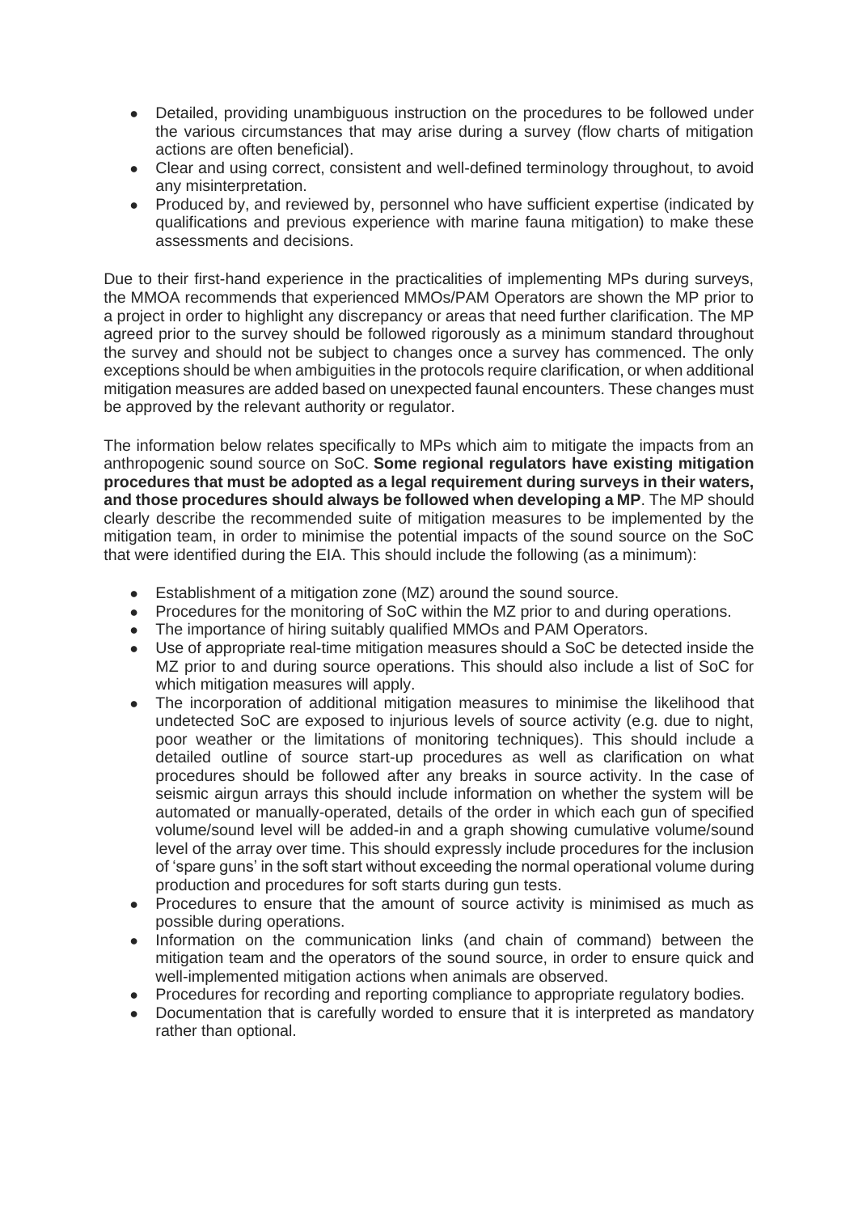- Detailed, providing unambiguous instruction on the procedures to be followed under the various circumstances that may arise during a survey (flow charts of mitigation actions are often beneficial).
- Clear and using correct, consistent and well-defined terminology throughout, to avoid any misinterpretation.
- Produced by, and reviewed by, personnel who have sufficient expertise (indicated by qualifications and previous experience with marine fauna mitigation) to make these assessments and decisions.

Due to their first-hand experience in the practicalities of implementing MPs during surveys, the MMOA recommends that experienced MMOs/PAM Operators are shown the MP prior to a project in order to highlight any discrepancy or areas that need further clarification. The MP agreed prior to the survey should be followed rigorously as a minimum standard throughout the survey and should not be subject to changes once a survey has commenced. The only exceptions should be when ambiguities in the protocols require clarification, or when additional mitigation measures are added based on unexpected faunal encounters. These changes must be approved by the relevant authority or regulator.

The information below relates specifically to MPs which aim to mitigate the impacts from an anthropogenic sound source on SoC. **Some regional regulators have existing mitigation procedures that must be adopted as a legal requirement during surveys in their waters, and those procedures should always be followed when developing a MP**. The MP should clearly describe the recommended suite of mitigation measures to be implemented by the mitigation team, in order to minimise the potential impacts of the sound source on the SoC that were identified during the EIA. This should include the following (as a minimum):

- Establishment of a mitigation zone (MZ) around the sound source.
- Procedures for the monitoring of SoC within the MZ prior to and during operations.
- The importance of hiring suitably qualified MMOs and PAM Operators.
- Use of appropriate real-time mitigation measures should a SoC be detected inside the MZ prior to and during source operations. This should also include a list of SoC for which mitigation measures will apply.
- The incorporation of additional mitigation measures to minimise the likelihood that undetected SoC are exposed to injurious levels of source activity (e.g. due to night, poor weather or the limitations of monitoring techniques). This should include a detailed outline of source start-up procedures as well as clarification on what procedures should be followed after any breaks in source activity. In the case of seismic airgun arrays this should include information on whether the system will be automated or manually-operated, details of the order in which each gun of specified volume/sound level will be added-in and a graph showing cumulative volume/sound level of the array over time. This should expressly include procedures for the inclusion of 'spare guns' in the soft start without exceeding the normal operational volume during production and procedures for soft starts during gun tests.
- Procedures to ensure that the amount of source activity is minimised as much as possible during operations.
- Information on the communication links (and chain of command) between the mitigation team and the operators of the sound source, in order to ensure quick and well-implemented mitigation actions when animals are observed.
- Procedures for recording and reporting compliance to appropriate regulatory bodies.
- Documentation that is carefully worded to ensure that it is interpreted as mandatory rather than optional.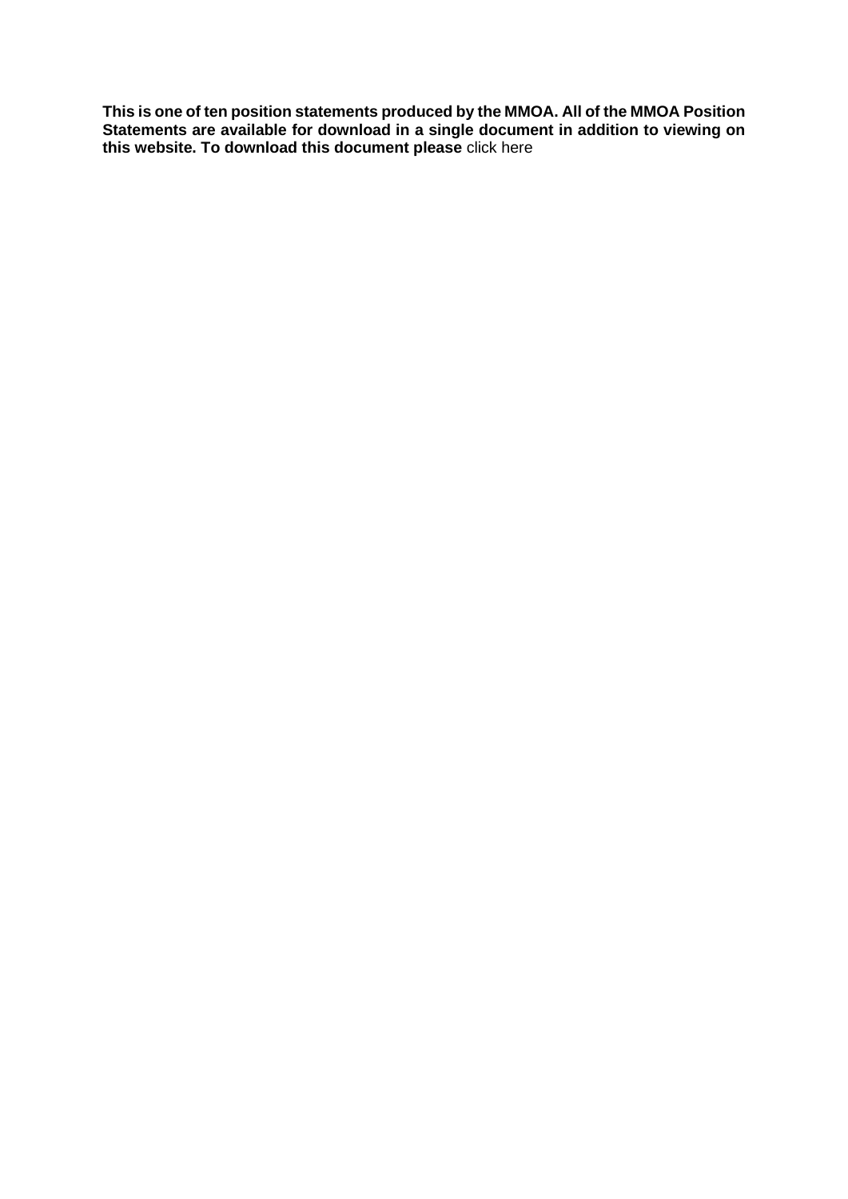**This is one of ten position statements produced by the MMOA. All of the MMOA Position Statements are available for download in a single document in addition to viewing on this website. To download this document please** click here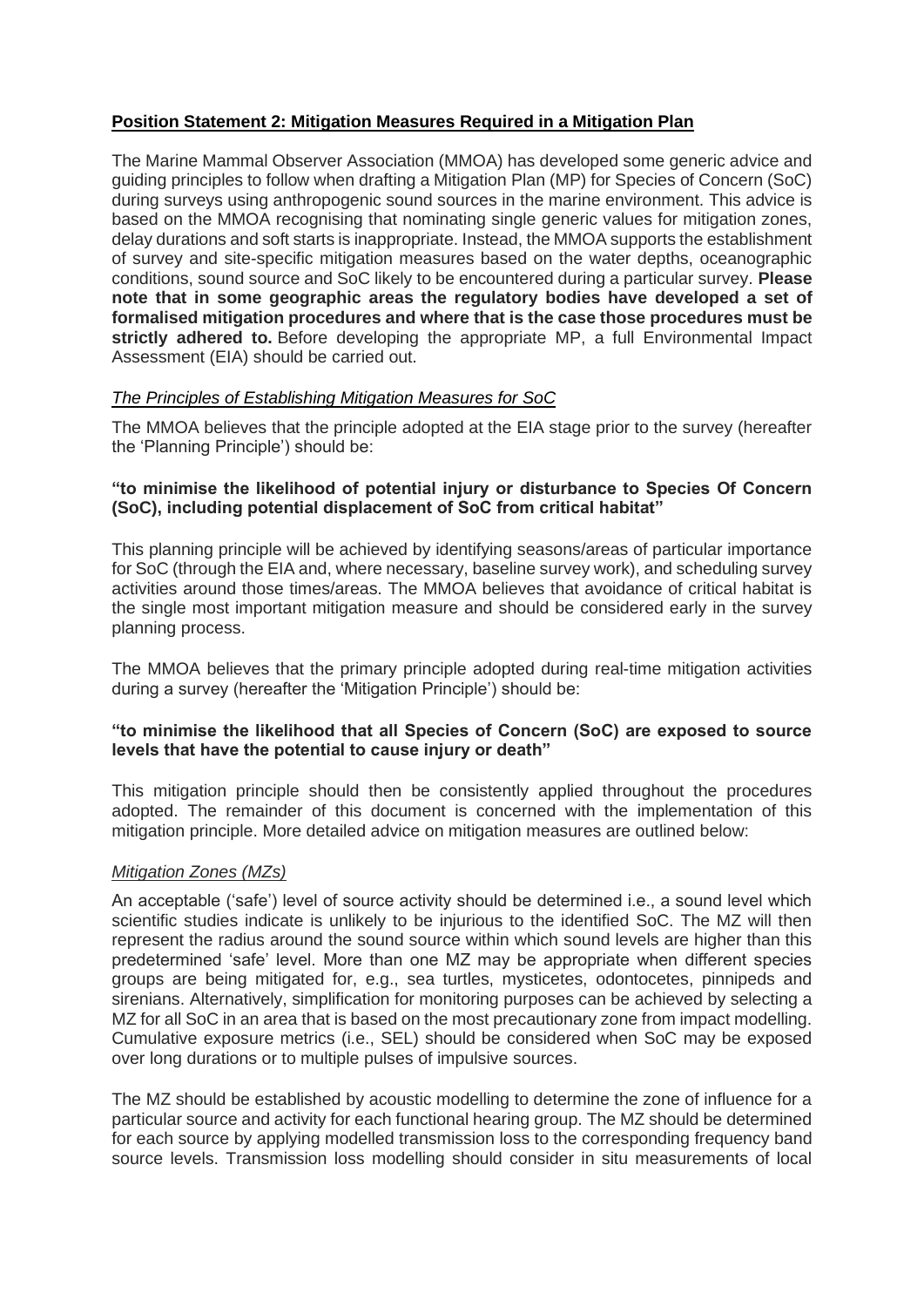## **Position Statement 2: Mitigation Measures Required in a Mitigation Plan**

The Marine Mammal Observer Association (MMOA) has developed some generic advice and guiding principles to follow when drafting a Mitigation Plan (MP) for Species of Concern (SoC) during surveys using anthropogenic sound sources in the marine environment. This advice is based on the MMOA recognising that nominating single generic values for mitigation zones, delay durations and soft starts is inappropriate. Instead, the MMOA supports the establishment of survey and site-specific mitigation measures based on the water depths, oceanographic conditions, sound source and SoC likely to be encountered during a particular survey. **Please note that in some geographic areas the regulatory bodies have developed a set of formalised mitigation procedures and where that is the case those procedures must be strictly adhered to.** Before developing the appropriate MP, a full Environmental Impact Assessment (EIA) should be carried out.

### *The Principles of Establishing Mitigation Measures for SoC*

The MMOA believes that the principle adopted at the EIA stage prior to the survey (hereafter the 'Planning Principle') should be:

**"to minimise the likelihood of potential injury or disturbance to Species Of Concern (SoC), including potential displacement of SoC from critical habitat"**

This planning principle will be achieved by identifying seasons/areas of particular importance for SoC (through the EIA and, where necessary, baseline survey work), and scheduling survey activities around those times/areas. The MMOA believes that avoidance of critical habitat is the single most important mitigation measure and should be considered early in the survey planning process.

The MMOA believes that the primary principle adopted during real-time mitigation activities during a survey (hereafter the 'Mitigation Principle') should be:

**"to minimise the likelihood that all Species of Concern (SoC) are exposed to source levels that have the potential to cause injury or death"**

This mitigation principle should then be consistently applied throughout the procedures adopted. The remainder of this document is concerned with the implementation of this mitigation principle. More detailed advice on mitigation measures are outlined below:

### *Mitigation Zones (MZs)*

An acceptable ('safe') level of source activity should be determined i.e., a sound level which scientific studies indicate is unlikely to be injurious to the identified SoC. The MZ will then represent the radius around the sound source within which sound levels are higher than this predetermined 'safe' level. More than one MZ may be appropriate when different species groups are being mitigated for, e.g., sea turtles, mysticetes, odontocetes, pinnipeds and sirenians. Alternatively, simplification for monitoring purposes can be achieved by selecting a MZ for all SoC in an area that is based on the most precautionary zone from impact modelling. Cumulative exposure metrics (i.e., SEL) should be considered when SoC may be exposed over long durations or to multiple pulses of impulsive sources.

The MZ should be established by acoustic modelling to determine the zone of influence for a particular source and activity for each functional hearing group. The MZ should be determined for each source by applying modelled transmission loss to the corresponding frequency band source levels. Transmission loss modelling should consider in situ measurements of local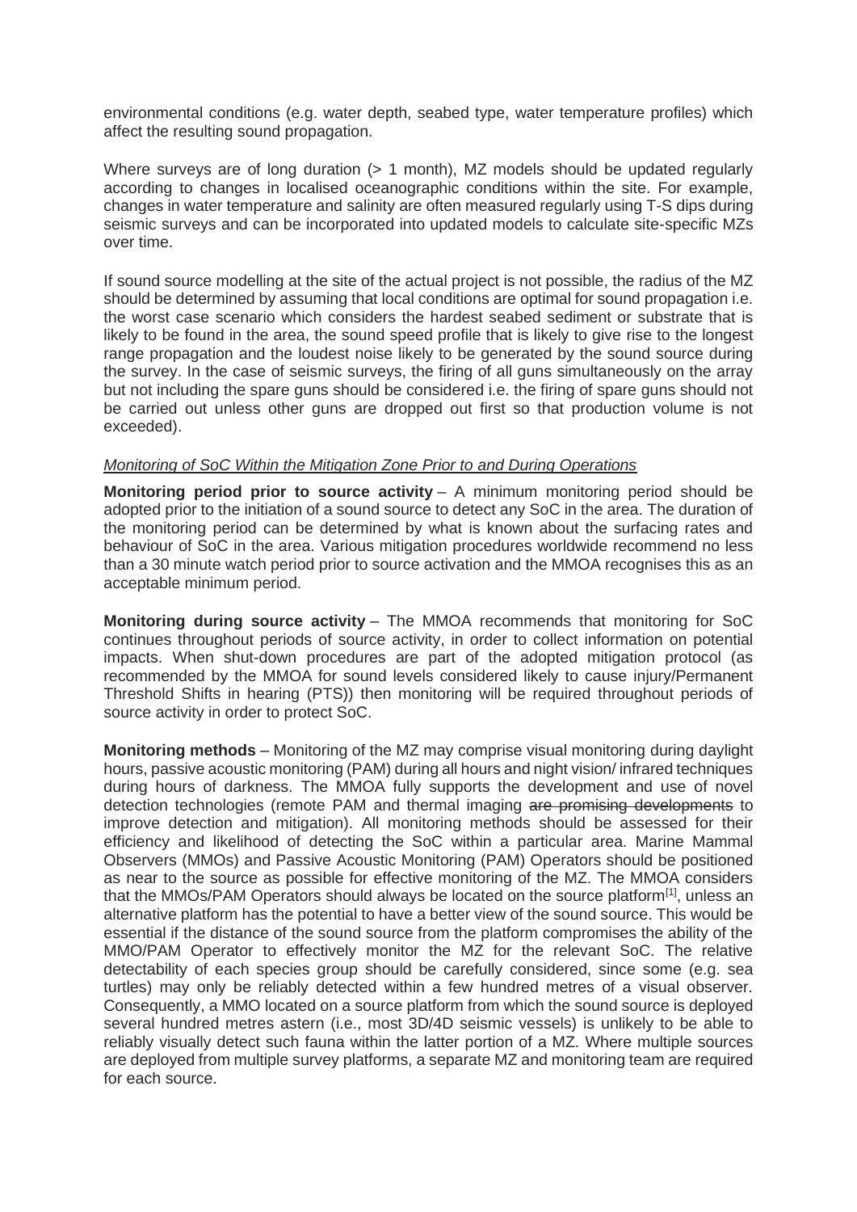environmental conditions (e.g. water depth, seabed type, water temperature profiles) which affect the resulting sound propagation.

Where surveys are of long duration (> 1 month), MZ models should be updated regularly according to changes in localised oceanographic conditions within the site. For example, changes in water temperature and salinity are often measured regularly using T-S dips during seismic surveys and can be incorporated into updated models to calculate site-specific MZs over time.

If sound source modelling at the site of the actual project is not possible, the radius of the MZ should be determined by assuming that local conditions are optimal for sound propagation i.e. the worst case scenario which considers the hardest seabed sediment or substrate that is likely to be found in the area, the sound speed profile that is likely to give rise to the longest range propagation and the loudest noise likely to be generated by the sound source during the survey. In the case of seismic surveys, the firing of all guns simultaneously on the array but not including the spare guns should be considered i.e. the firing of spare guns should not be carried out unless other guns are dropped out first so that production volume is not exceeded).

*Monitoring of SoC Within the Mitigation Zone Prior to and During Operations*

**Monitoring period prior to source activity** – A minimum monitoring period should be adopted prior to the initiation of a sound source to detect any SoC in the area. The duration of the monitoring period can be determined by what is known about the surfacing rates and behaviour of SoC in the area. Various mitigation procedures worldwide recommend no less than a 30 minute watch period prior to source activation and the MMOA recognises this as an acceptable minimum period.

**Monitoring during source activity** – The MMOA recommends that monitoring for SoC continues throughout periods of source activity, in order to collect information on potential impacts. When shut-down procedures are part of the adopted mitigation protocol (as recommended by the MMOA for sound levels considered likely to cause injury/Permanent Threshold Shifts in hearing (PTS)) then monitoring will be required throughout periods of source activity in order to protect SoC.

**Monitoring methods** – Monitoring of the MZ may comprise visual monitoring during daylight hours, passive acoustic monitoring (PAM) during all hours and night vision/ infrared techniques during hours of darkness. The MMOA fully supports the development and use of novel detection technologies (remote PAM and thermal imaging ~~are promising developments~~ to improve detection and mitigation). All monitoring methods should be assessed for their efficiency and likelihood of detecting the SoC within a particular area. Marine Mammal Observers (MMOs) and Passive Acoustic Monitoring (PAM) Operators should be positioned as near to the source as possible for effective monitoring of the MZ. The MMOA considers that the MMOs/PAM Operators should always be located on the source platform[1], unless an alternative platform has the potential to have a better view of the sound source. This would be essential if the distance of the sound source from the platform compromises the ability of the MMO/PAM Operator to effectively monitor the MZ for the relevant SoC. The relative detectability of each species group should be carefully considered, since some (e.g. sea turtles) may only be reliably detected within a few hundred metres of a visual observer. Consequently, a MMO located on a source platform from which the sound source is deployed several hundred metres astern (i.e., most 3D/4D seismic vessels) is unlikely to be able to reliably visually detect such fauna within the latter portion of a MZ. Where multiple sources are deployed from multiple survey platforms, a separate MZ and monitoring team are required for each source.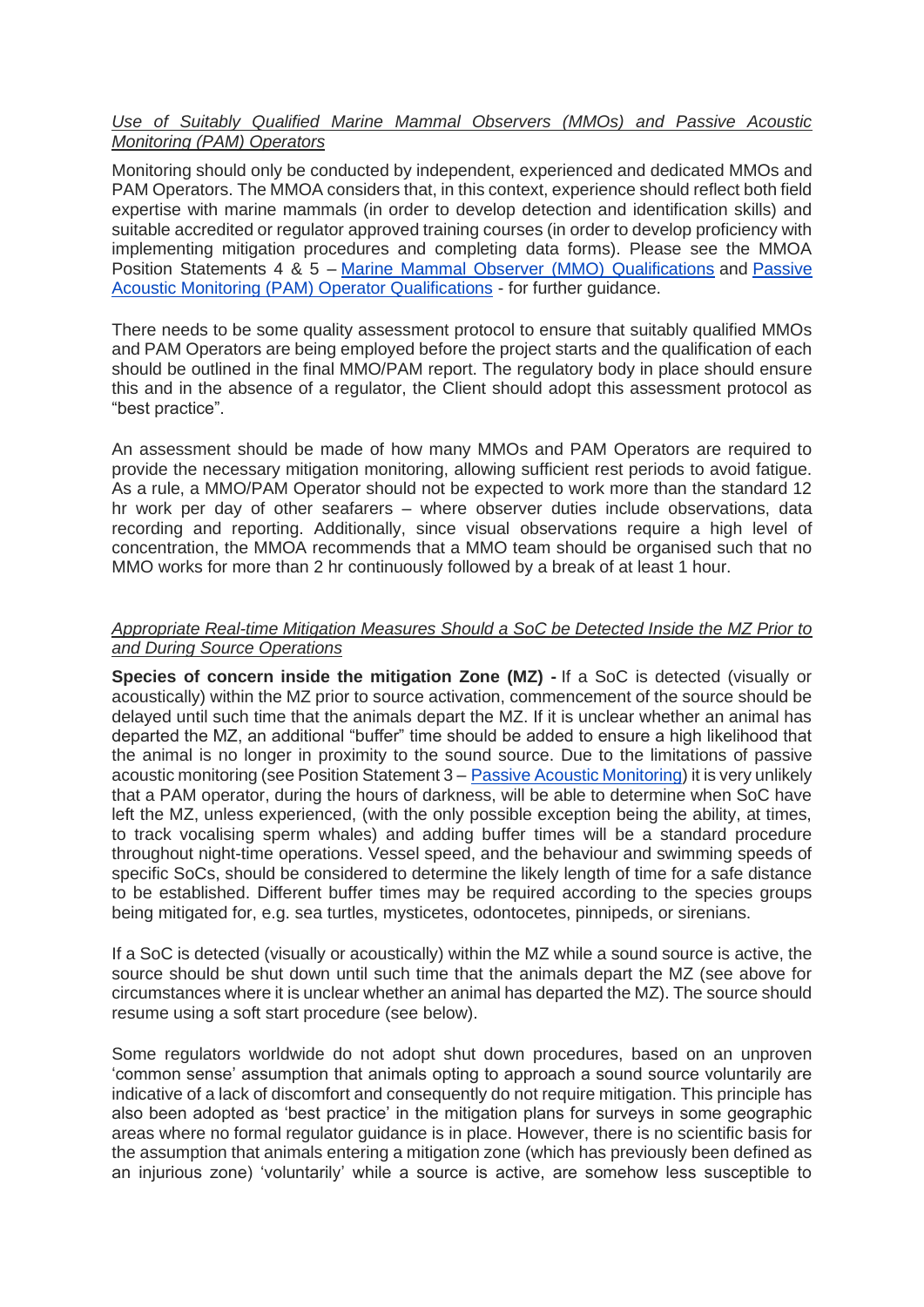*Use of Suitably Qualified Marine Mammal Observers (MMOs) and Passive Acoustic Monitoring (PAM) Operators*

Monitoring should only be conducted by independent, experienced and dedicated MMOs and PAM Operators. The MMOA considers that, in this context, experience should reflect both field expertise with marine mammals (in order to develop detection and identification skills) and suitable accredited or regulator approved training courses (in order to develop proficiency with implementing mitigation procedures and completing data forms). Please see the MMOA Position Statements 4 & 5 – [Marine Mammal Observer (MMO) Qualifications] and [Passive Acoustic Monitoring (PAM) Operator Qualifications] - for further guidance.

There needs to be some quality assessment protocol to ensure that suitably qualified MMOs and PAM Operators are being employed before the project starts and the qualification of each should be outlined in the final MMO/PAM report. The regulatory body in place should ensure this and in the absence of a regulator, the Client should adopt this assessment protocol as "best practice".

An assessment should be made of how many MMOs and PAM Operators are required to provide the necessary mitigation monitoring, allowing sufficient rest periods to avoid fatigue. As a rule, a MMO/PAM Operator should not be expected to work more than the standard 12 hr work per day of other seafarers – where observer duties include observations, data recording and reporting. Additionally, since visual observations require a high level of concentration, the MMOA recommends that a MMO team should be organised such that no MMO works for more than 2 hr continuously followed by a break of at least 1 hour.

*Appropriate Real-time Mitigation Measures Should a SoC be Detected Inside the MZ Prior to and During Source Operations*

**Species of concern inside the mitigation Zone (MZ) -** If a SoC is detected (visually or acoustically) within the MZ prior to source activation, commencement of the source should be delayed until such time that the animals depart the MZ. If it is unclear whether an animal has departed the MZ, an additional "buffer" time should be added to ensure a high likelihood that the animal is no longer in proximity to the sound source. Due to the limitations of passive acoustic monitoring (see Position Statement 3 – [Passive Acoustic Monitoring]) it is very unlikely that a PAM operator, during the hours of darkness, will be able to determine when SoC have left the MZ, unless experienced, (with the only possible exception being the ability, at times, to track vocalising sperm whales) and adding buffer times will be a standard procedure throughout night-time operations. Vessel speed, and the behaviour and swimming speeds of specific SoCs, should be considered to determine the likely length of time for a safe distance to be established. Different buffer times may be required according to the species groups being mitigated for, e.g. sea turtles, mysticetes, odontocetes, pinnipeds, or sirenians.

If a SoC is detected (visually or acoustically) within the MZ while a sound source is active, the source should be shut down until such time that the animals depart the MZ (see above for circumstances where it is unclear whether an animal has departed the MZ). The source should resume using a soft start procedure (see below).

Some regulators worldwide do not adopt shut down procedures, based on an unproven 'common sense' assumption that animals opting to approach a sound source voluntarily are indicative of a lack of discomfort and consequently do not require mitigation. This principle has also been adopted as 'best practice' in the mitigation plans for surveys in some geographic areas where no formal regulator guidance is in place. However, there is no scientific basis for the assumption that animals entering a mitigation zone (which has previously been defined as an injurious zone) 'voluntarily' while a source is active, are somehow less susceptible to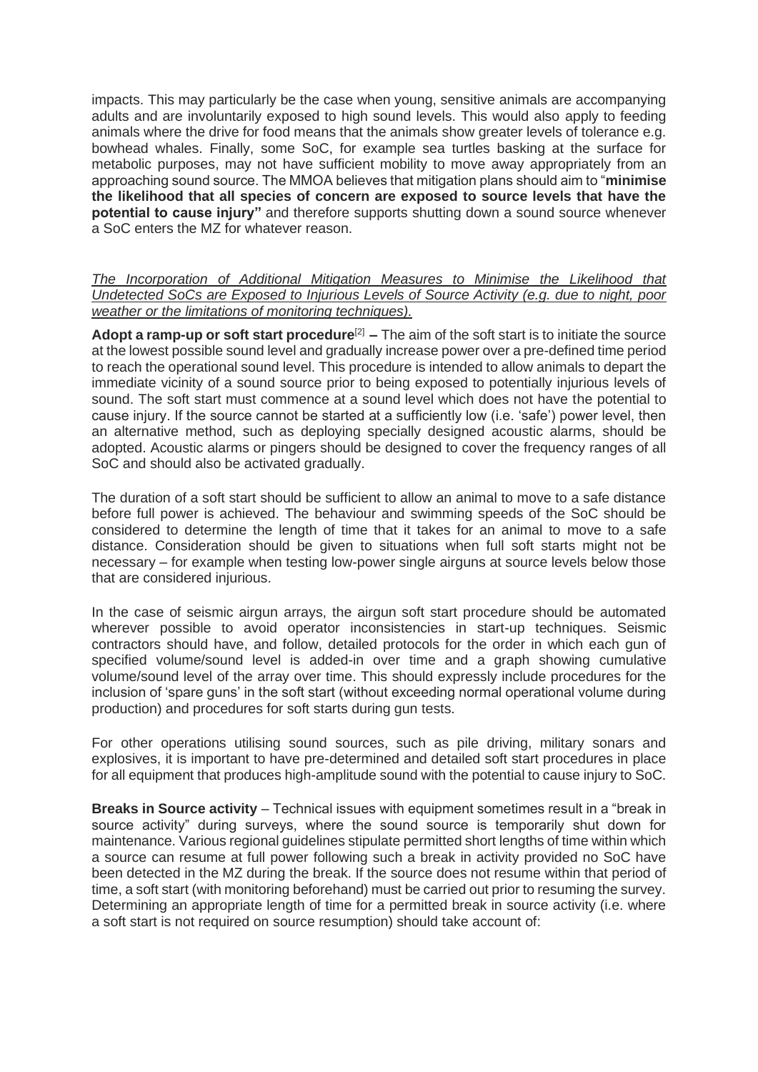impacts. This may particularly be the case when young, sensitive animals are accompanying adults and are involuntarily exposed to high sound levels. This would also apply to feeding animals where the drive for food means that the animals show greater levels of tolerance e.g. bowhead whales. Finally, some SoC, for example sea turtles basking at the surface for metabolic purposes, may not have sufficient mobility to move away appropriately from an approaching sound source. The MMOA believes that mitigation plans should aim to "**minimise the likelihood that all species of concern are exposed to source levels that have the potential to cause injury"** and therefore supports shutting down a sound source whenever a SoC enters the MZ for whatever reason.

*The Incorporation of Additional Mitigation Measures to Minimise the Likelihood that Undetected SoCs are Exposed to Injurious Levels of Source Activity (e.g. due to night, poor weather or the limitations of monitoring techniques).*

**Adopt a ramp-up or soft start procedure**[2] **–** The aim of the soft start is to initiate the source at the lowest possible sound level and gradually increase power over a pre-defined time period to reach the operational sound level. This procedure is intended to allow animals to depart the immediate vicinity of a sound source prior to being exposed to potentially injurious levels of sound. The soft start must commence at a sound level which does not have the potential to cause injury. If the source cannot be started at a sufficiently low (i.e. 'safe') power level, then an alternative method, such as deploying specially designed acoustic alarms, should be adopted. Acoustic alarms or pingers should be designed to cover the frequency ranges of all SoC and should also be activated gradually.

The duration of a soft start should be sufficient to allow an animal to move to a safe distance before full power is achieved. The behaviour and swimming speeds of the SoC should be considered to determine the length of time that it takes for an animal to move to a safe distance. Consideration should be given to situations when full soft starts might not be necessary – for example when testing low-power single airguns at source levels below those that are considered injurious.

In the case of seismic airgun arrays, the airgun soft start procedure should be automated wherever possible to avoid operator inconsistencies in start-up techniques. Seismic contractors should have, and follow, detailed protocols for the order in which each gun of specified volume/sound level is added-in over time and a graph showing cumulative volume/sound level of the array over time. This should expressly include procedures for the inclusion of 'spare guns' in the soft start (without exceeding normal operational volume during production) and procedures for soft starts during gun tests.

For other operations utilising sound sources, such as pile driving, military sonars and explosives, it is important to have pre-determined and detailed soft start procedures in place for all equipment that produces high-amplitude sound with the potential to cause injury to SoC.

**Breaks in Source activity** – Technical issues with equipment sometimes result in a "break in source activity" during surveys, where the sound source is temporarily shut down for maintenance. Various regional guidelines stipulate permitted short lengths of time within which a source can resume at full power following such a break in activity provided no SoC have been detected in the MZ during the break. If the source does not resume within that period of time, a soft start (with monitoring beforehand) must be carried out prior to resuming the survey. Determining an appropriate length of time for a permitted break in source activity (i.e. where a soft start is not required on source resumption) should take account of: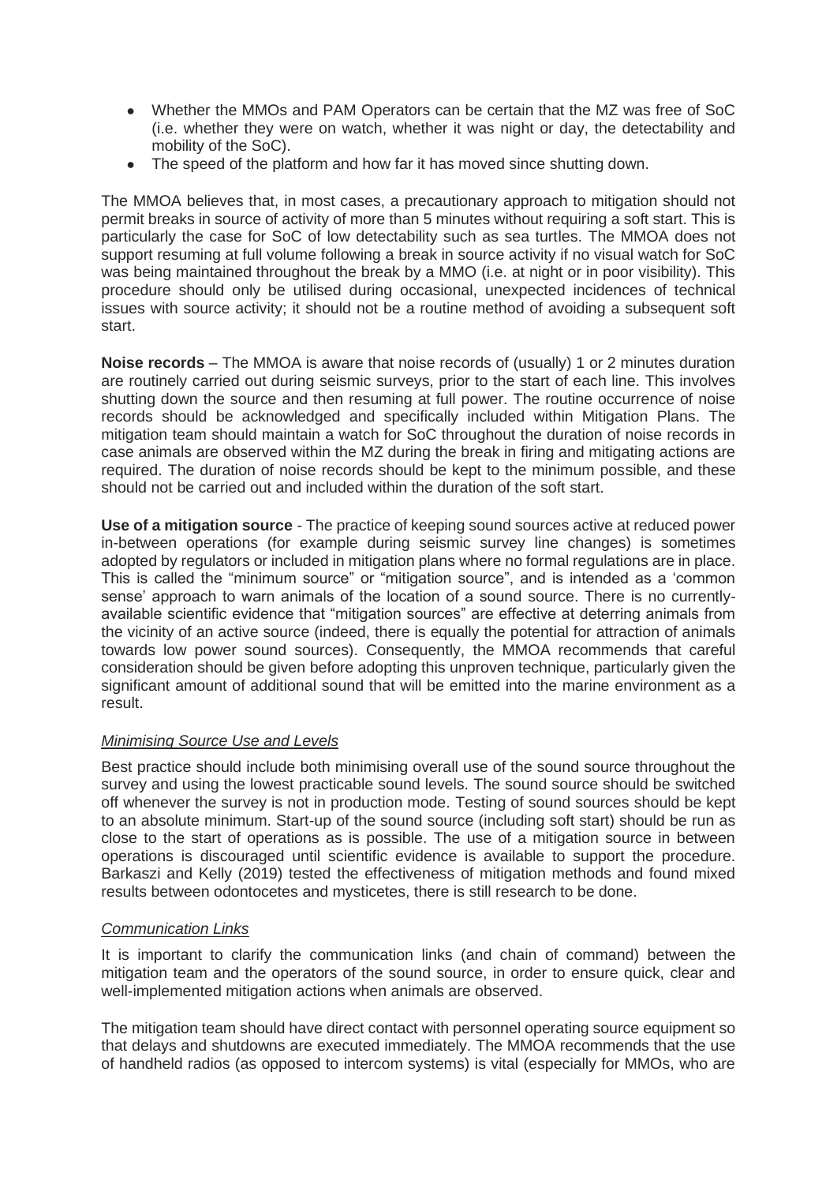- Whether the MMOs and PAM Operators can be certain that the MZ was free of SoC (i.e. whether they were on watch, whether it was night or day, the detectability and mobility of the SoC).
- The speed of the platform and how far it has moved since shutting down.

The MMOA believes that, in most cases, a precautionary approach to mitigation should not permit breaks in source of activity of more than 5 minutes without requiring a soft start. This is particularly the case for SoC of low detectability such as sea turtles. The MMOA does not support resuming at full volume following a break in source activity if no visual watch for SoC was being maintained throughout the break by a MMO (i.e. at night or in poor visibility). This procedure should only be utilised during occasional, unexpected incidences of technical issues with source activity; it should not be a routine method of avoiding a subsequent soft start.

**Noise records** – The MMOA is aware that noise records of (usually) 1 or 2 minutes duration are routinely carried out during seismic surveys, prior to the start of each line. This involves shutting down the source and then resuming at full power. The routine occurrence of noise records should be acknowledged and specifically included within Mitigation Plans. The mitigation team should maintain a watch for SoC throughout the duration of noise records in case animals are observed within the MZ during the break in firing and mitigating actions are required. The duration of noise records should be kept to the minimum possible, and these should not be carried out and included within the duration of the soft start.

**Use of a mitigation source** - The practice of keeping sound sources active at reduced power in-between operations (for example during seismic survey line changes) is sometimes adopted by regulators or included in mitigation plans where no formal regulations are in place. This is called the "minimum source" or "mitigation source", and is intended as a 'common sense' approach to warn animals of the location of a sound source. There is no currently-available scientific evidence that "mitigation sources" are effective at deterring animals from the vicinity of an active source (indeed, there is equally the potential for attraction of animals towards low power sound sources). Consequently, the MMOA recommends that careful consideration should be given before adopting this unproven technique, particularly given the significant amount of additional sound that will be emitted into the marine environment as a result.

*Minimising Source Use and Levels*

Best practice should include both minimising overall use of the sound source throughout the survey and using the lowest practicable sound levels. The sound source should be switched off whenever the survey is not in production mode. Testing of sound sources should be kept to an absolute minimum. Start-up of the sound source (including soft start) should be run as close to the start of operations as is possible. The use of a mitigation source in between operations is discouraged until scientific evidence is available to support the procedure. Barkaszi and Kelly (2019) tested the effectiveness of mitigation methods and found mixed results between odontocetes and mysticetes, there is still research to be done.

*Communication Links*

It is important to clarify the communication links (and chain of command) between the mitigation team and the operators of the sound source, in order to ensure quick, clear and well-implemented mitigation actions when animals are observed.

The mitigation team should have direct contact with personnel operating source equipment so that delays and shutdowns are executed immediately. The MMOA recommends that the use of handheld radios (as opposed to intercom systems) is vital (especially for MMOs, who are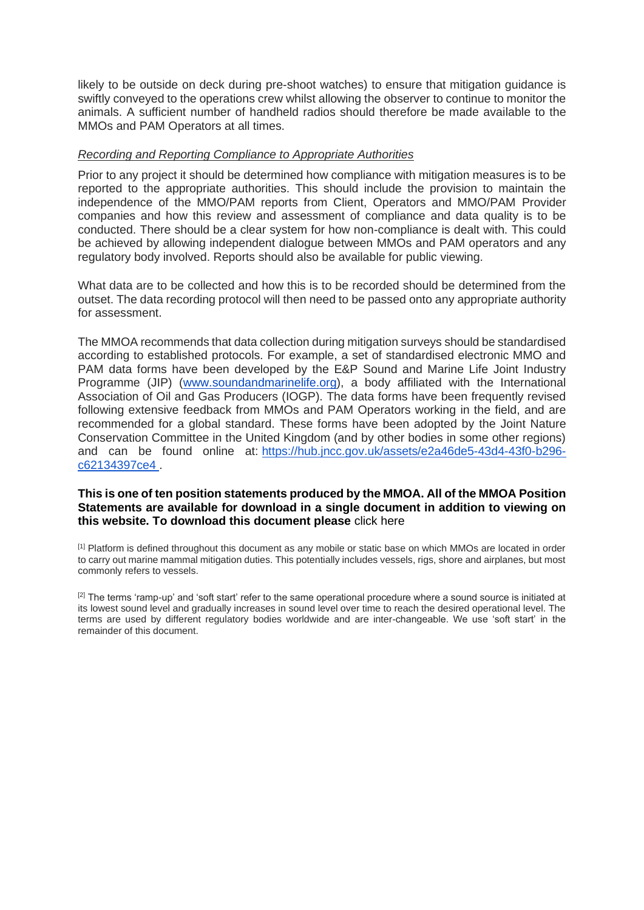likely to be outside on deck during pre-shoot watches) to ensure that mitigation guidance is swiftly conveyed to the operations crew whilst allowing the observer to continue to monitor the animals. A sufficient number of handheld radios should therefore be made available to the MMOs and PAM Operators at all times.

*Recording and Reporting Compliance to Appropriate Authorities*

Prior to any project it should be determined how compliance with mitigation measures is to be reported to the appropriate authorities. This should include the provision to maintain the independence of the MMO/PAM reports from Client, Operators and MMO/PAM Provider companies and how this review and assessment of compliance and data quality is to be conducted. There should be a clear system for how non-compliance is dealt with. This could be achieved by allowing independent dialogue between MMOs and PAM operators and any regulatory body involved. Reports should also be available for public viewing.

What data are to be collected and how this is to be recorded should be determined from the outset. The data recording protocol will then need to be passed onto any appropriate authority for assessment.

The MMOA recommends that data collection during mitigation surveys should be standardised according to established protocols. For example, a set of standardised electronic MMO and PAM data forms have been developed by the E&P Sound and Marine Life Joint Industry Programme (JIP) (www.soundandmarinelife.org), a body affiliated with the International Association of Oil and Gas Producers (IOGP). The data forms have been frequently revised following extensive feedback from MMOs and PAM Operators working in the field, and are recommended for a global standard. These forms have been adopted by the Joint Nature Conservation Committee in the United Kingdom (and by other bodies in some other regions) and can be found online at: https://hub.jncc.gov.uk/assets/e2a46de5-43d4-43f0-b296-c62134397ce4 .

**This is one of ten position statements produced by the MMOA. All of the MMOA Position Statements are available for download in a single document in addition to viewing on this website. To download this document please** click here

[1] Platform is defined throughout this document as any mobile or static base on which MMOs are located in order to carry out marine mammal mitigation duties. This potentially includes vessels, rigs, shore and airplanes, but most commonly refers to vessels.

[2] The terms 'ramp-up' and 'soft start' refer to the same operational procedure where a sound source is initiated at its lowest sound level and gradually increases in sound level over time to reach the desired operational level. The terms are used by different regulatory bodies worldwide and are inter-changeable. We use 'soft start' in the remainder of this document.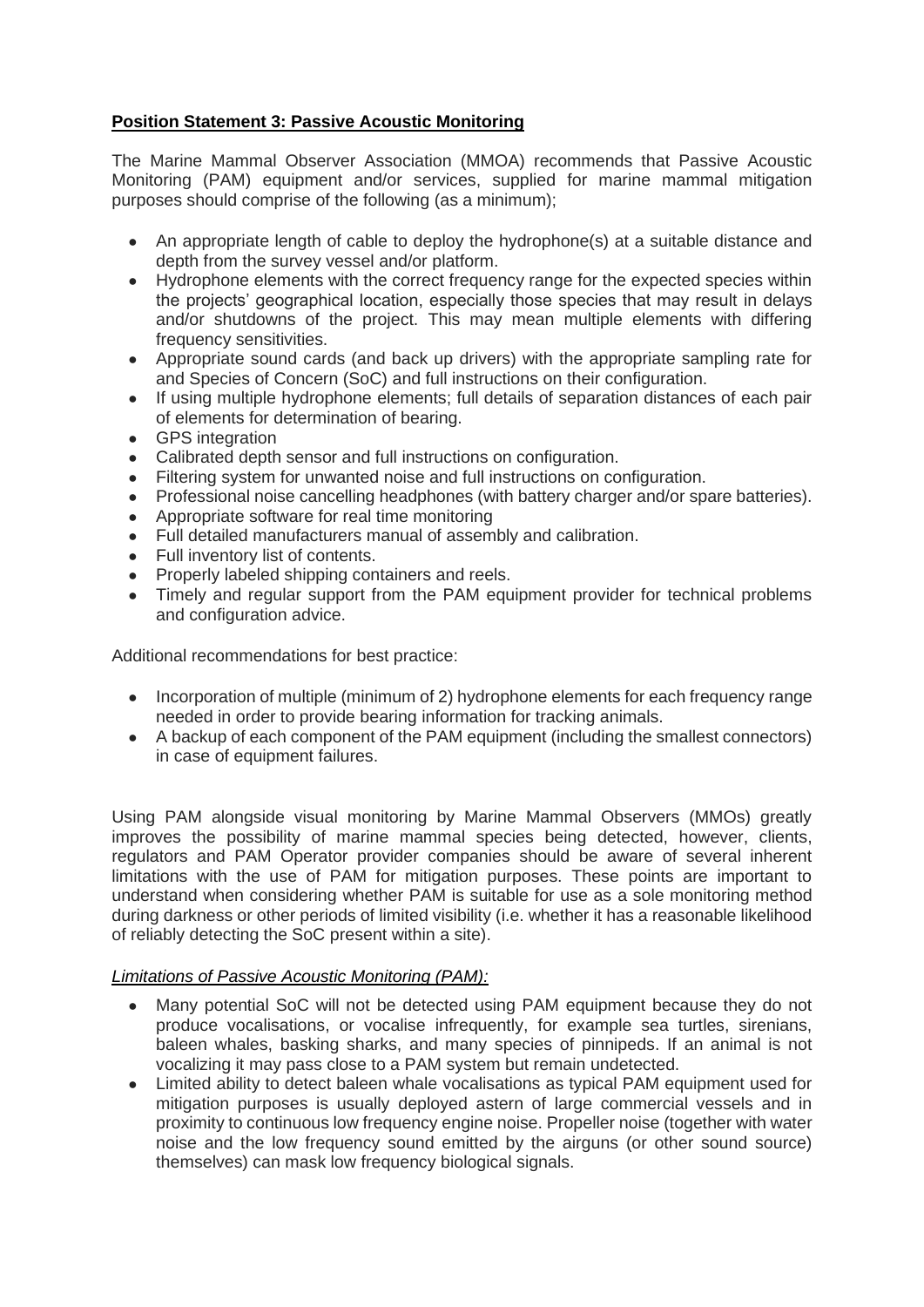**Position Statement 3: Passive Acoustic Monitoring**

The Marine Mammal Observer Association (MMOA) recommends that Passive Acoustic Monitoring (PAM) equipment and/or services, supplied for marine mammal mitigation purposes should comprise of the following (as a minimum);

- An appropriate length of cable to deploy the hydrophone(s) at a suitable distance and depth from the survey vessel and/or platform.
- Hydrophone elements with the correct frequency range for the expected species within the projects' geographical location, especially those species that may result in delays and/or shutdowns of the project. This may mean multiple elements with differing frequency sensitivities.
- Appropriate sound cards (and back up drivers) with the appropriate sampling rate for and Species of Concern (SoC) and full instructions on their configuration.
- If using multiple hydrophone elements; full details of separation distances of each pair of elements for determination of bearing.
- GPS integration
- Calibrated depth sensor and full instructions on configuration.
- Filtering system for unwanted noise and full instructions on configuration.
- Professional noise cancelling headphones (with battery charger and/or spare batteries).
- Appropriate software for real time monitoring
- Full detailed manufacturers manual of assembly and calibration.
- Full inventory list of contents.
- Properly labeled shipping containers and reels.
- Timely and regular support from the PAM equipment provider for technical problems and configuration advice.

Additional recommendations for best practice:

- Incorporation of multiple (minimum of 2) hydrophone elements for each frequency range needed in order to provide bearing information for tracking animals.
- A backup of each component of the PAM equipment (including the smallest connectors) in case of equipment failures.

Using PAM alongside visual monitoring by Marine Mammal Observers (MMOs) greatly improves the possibility of marine mammal species being detected, however, clients, regulators and PAM Operator provider companies should be aware of several inherent limitations with the use of PAM for mitigation purposes. These points are important to understand when considering whether PAM is suitable for use as a sole monitoring method during darkness or other periods of limited visibility (i.e. whether it has a reasonable likelihood of reliably detecting the SoC present within a site).

*Limitations of Passive Acoustic Monitoring (PAM):*

- Many potential SoC will not be detected using PAM equipment because they do not produce vocalisations, or vocalise infrequently, for example sea turtles, sirenians, baleen whales, basking sharks, and many species of pinnipeds. If an animal is not vocalizing it may pass close to a PAM system but remain undetected.
- Limited ability to detect baleen whale vocalisations as typical PAM equipment used for mitigation purposes is usually deployed astern of large commercial vessels and in proximity to continuous low frequency engine noise. Propeller noise (together with water noise and the low frequency sound emitted by the airguns (or other sound source) themselves) can mask low frequency biological signals.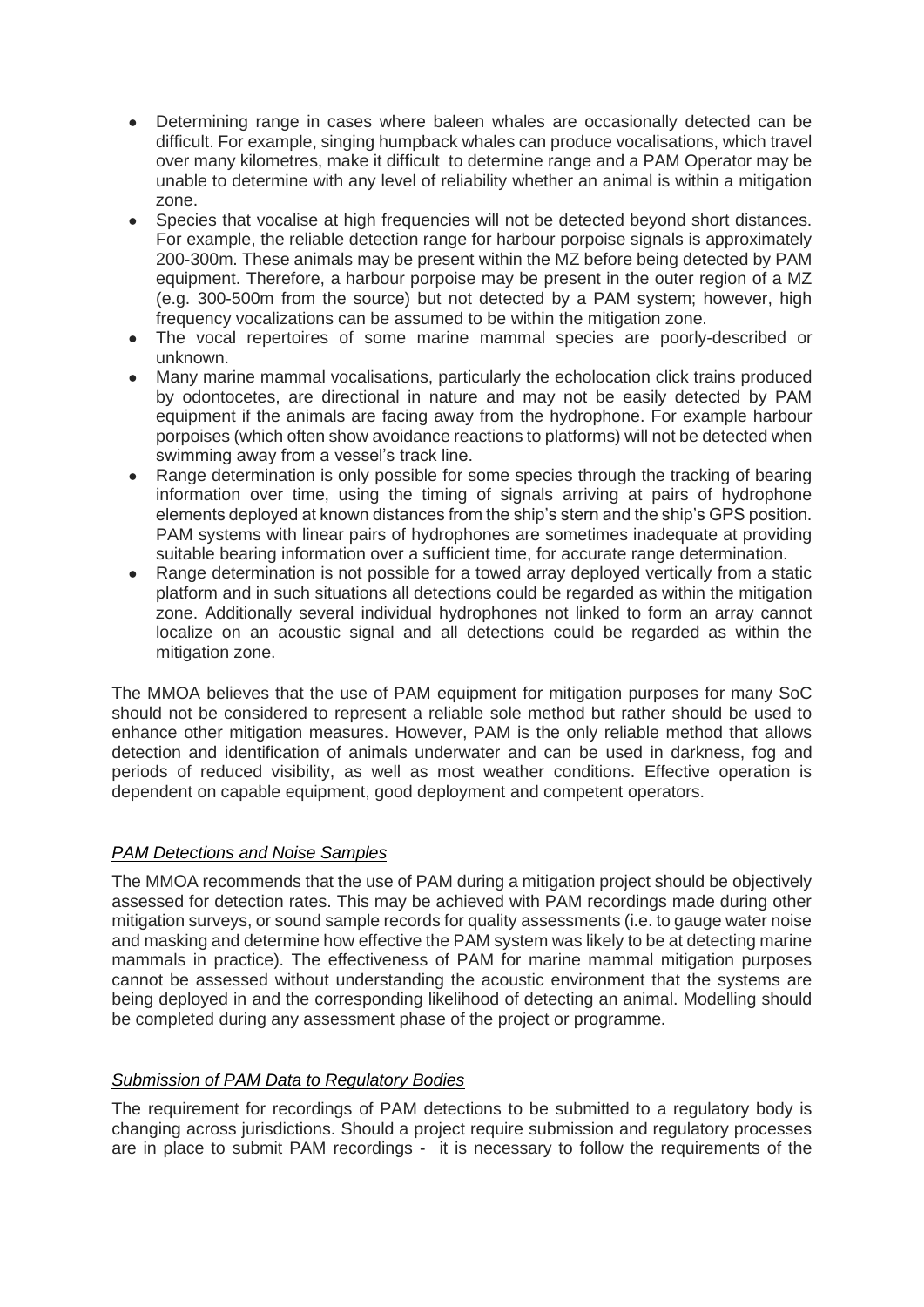- Determining range in cases where baleen whales are occasionally detected can be difficult. For example, singing humpback whales can produce vocalisations, which travel over many kilometres, make it difficult to determine range and a PAM Operator may be unable to determine with any level of reliability whether an animal is within a mitigation zone.
- Species that vocalise at high frequencies will not be detected beyond short distances. For example, the reliable detection range for harbour porpoise signals is approximately 200-300m. These animals may be present within the MZ before being detected by PAM equipment. Therefore, a harbour porpoise may be present in the outer region of a MZ (e.g. 300-500m from the source) but not detected by a PAM system; however, high frequency vocalizations can be assumed to be within the mitigation zone.
- The vocal repertoires of some marine mammal species are poorly-described or unknown.
- Many marine mammal vocalisations, particularly the echolocation click trains produced by odontocetes, are directional in nature and may not be easily detected by PAM equipment if the animals are facing away from the hydrophone. For example harbour porpoises (which often show avoidance reactions to platforms) will not be detected when swimming away from a vessel's track line.
- Range determination is only possible for some species through the tracking of bearing information over time, using the timing of signals arriving at pairs of hydrophone elements deployed at known distances from the ship's stern and the ship's GPS position. PAM systems with linear pairs of hydrophones are sometimes inadequate at providing suitable bearing information over a sufficient time, for accurate range determination.
- Range determination is not possible for a towed array deployed vertically from a static platform and in such situations all detections could be regarded as within the mitigation zone. Additionally several individual hydrophones not linked to form an array cannot localize on an acoustic signal and all detections could be regarded as within the mitigation zone.

The MMOA believes that the use of PAM equipment for mitigation purposes for many SoC should not be considered to represent a reliable sole method but rather should be used to enhance other mitigation measures. However, PAM is the only reliable method that allows detection and identification of animals underwater and can be used in darkness, fog and periods of reduced visibility, as well as most weather conditions. Effective operation is dependent on capable equipment, good deployment and competent operators.

### *PAM Detections and Noise Samples*

The MMOA recommends that the use of PAM during a mitigation project should be objectively assessed for detection rates. This may be achieved with PAM recordings made during other mitigation surveys, or sound sample records for quality assessments (i.e. to gauge water noise and masking and determine how effective the PAM system was likely to be at detecting marine mammals in practice). The effectiveness of PAM for marine mammal mitigation purposes cannot be assessed without understanding the acoustic environment that the systems are being deployed in and the corresponding likelihood of detecting an animal. Modelling should be completed during any assessment phase of the project or programme.

### *Submission of PAM Data to Regulatory Bodies*

The requirement for recordings of PAM detections to be submitted to a regulatory body is changing across jurisdictions. Should a project require submission and regulatory processes are in place to submit PAM recordings - it is necessary to follow the requirements of the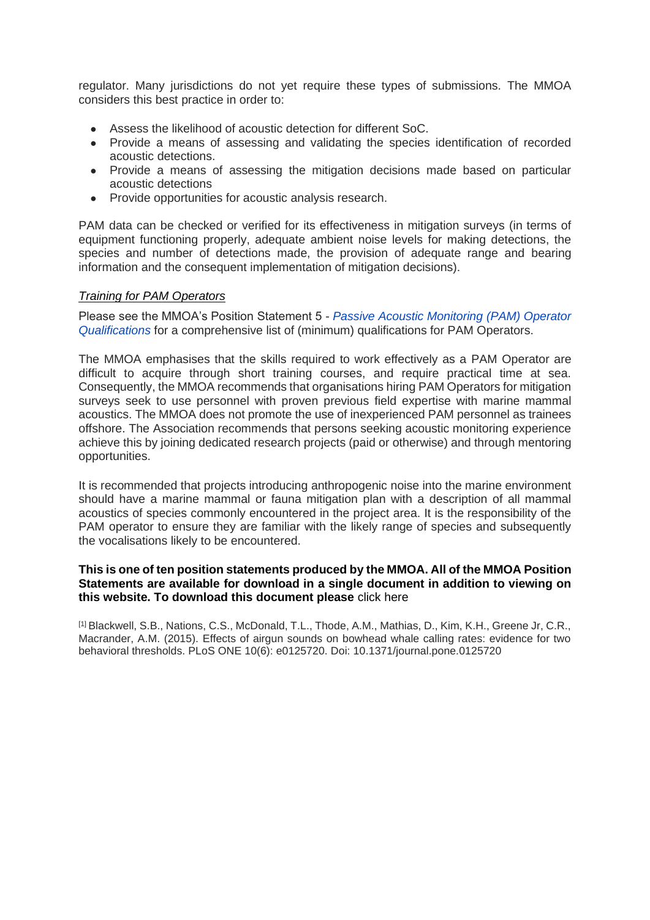regulator. Many jurisdictions do not yet require these types of submissions. The MMOA considers this best practice in order to:

- Assess the likelihood of acoustic detection for different SoC.
- Provide a means of assessing and validating the species identification of recorded acoustic detections.
- Provide a means of assessing the mitigation decisions made based on particular acoustic detections
- Provide opportunities for acoustic analysis research.

PAM data can be checked or verified for its effectiveness in mitigation surveys (in terms of equipment functioning properly, adequate ambient noise levels for making detections, the species and number of detections made, the provision of adequate range and bearing information and the consequent implementation of mitigation decisions).

*Training for PAM Operators*

Please see the MMOA's Position Statement 5 - *Passive Acoustic Monitoring (PAM) Operator Qualifications* for a comprehensive list of (minimum) qualifications for PAM Operators.

The MMOA emphasises that the skills required to work effectively as a PAM Operator are difficult to acquire through short training courses, and require practical time at sea. Consequently, the MMOA recommends that organisations hiring PAM Operators for mitigation surveys seek to use personnel with proven previous field expertise with marine mammal acoustics. The MMOA does not promote the use of inexperienced PAM personnel as trainees offshore. The Association recommends that persons seeking acoustic monitoring experience achieve this by joining dedicated research projects (paid or otherwise) and through mentoring opportunities.

It is recommended that projects introducing anthropogenic noise into the marine environment should have a marine mammal or fauna mitigation plan with a description of all mammal acoustics of species commonly encountered in the project area. It is the responsibility of the PAM operator to ensure they are familiar with the likely range of species and subsequently the vocalisations likely to be encountered.

**This is one of ten position statements produced by the MMOA. All of the MMOA Position Statements are available for download in a single document in addition to viewing on this website. To download this document please** click here

[1] Blackwell, S.B., Nations, C.S., McDonald, T.L., Thode, A.M., Mathias, D., Kim, K.H., Greene Jr, C.R., Macrander, A.M. (2015). Effects of airgun sounds on bowhead whale calling rates: evidence for two behavioral thresholds. PLoS ONE 10(6): e0125720. Doi: 10.1371/journal.pone.0125720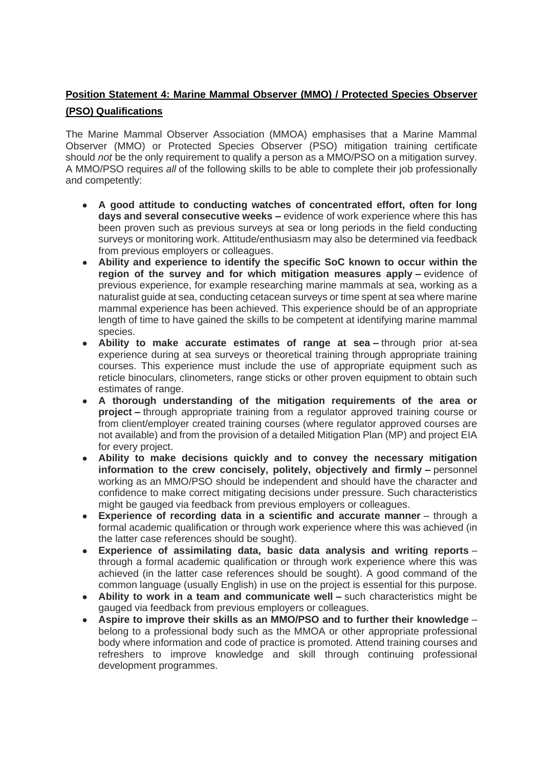## **Position Statement 4: Marine Mammal Observer (MMO) / Protected Species Observer (PSO) Qualifications**

The Marine Mammal Observer Association (MMOA) emphasises that a Marine Mammal Observer (MMO) or Protected Species Observer (PSO) mitigation training certificate should *not* be the only requirement to qualify a person as a MMO/PSO on a mitigation survey. A MMO/PSO requires *all* of the following skills to be able to complete their job professionally and competently:

- **A good attitude to conducting watches of concentrated effort, often for long days and several consecutive weeks –** evidence of work experience where this has been proven such as previous surveys at sea or long periods in the field conducting surveys or monitoring work. Attitude/enthusiasm may also be determined via feedback from previous employers or colleagues.
- **Ability and experience to identify the specific SoC known to occur within the region of the survey and for which mitigation measures apply –** evidence of previous experience, for example researching marine mammals at sea, working as a naturalist guide at sea, conducting cetacean surveys or time spent at sea where marine mammal experience has been achieved. This experience should be of an appropriate length of time to have gained the skills to be competent at identifying marine mammal species.
- **Ability to make accurate estimates of range at sea –** through prior at-sea experience during at sea surveys or theoretical training through appropriate training courses. This experience must include the use of appropriate equipment such as reticle binoculars, clinometers, range sticks or other proven equipment to obtain such estimates of range.
- **A thorough understanding of the mitigation requirements of the area or project –** through appropriate training from a regulator approved training course or from client/employer created training courses (where regulator approved courses are not available) and from the provision of a detailed Mitigation Plan (MP) and project EIA for every project.
- **Ability to make decisions quickly and to convey the necessary mitigation information to the crew concisely, politely, objectively and firmly –** personnel working as an MMO/PSO should be independent and should have the character and confidence to make correct mitigating decisions under pressure. Such characteristics might be gauged via feedback from previous employers or colleagues.
- **Experience of recording data in a scientific and accurate manner** – through a formal academic qualification or through work experience where this was achieved (in the latter case references should be sought).
- **Experience of assimilating data, basic data analysis and writing reports** – through a formal academic qualification or through work experience where this was achieved (in the latter case references should be sought). A good command of the common language (usually English) in use on the project is essential for this purpose.
- **Ability to work in a team and communicate well –** such characteristics might be gauged via feedback from previous employers or colleagues.
- **Aspire to improve their skills as an MMO/PSO and to further their knowledge** – belong to a professional body such as the MMOA or other appropriate professional body where information and code of practice is promoted. Attend training courses and refreshers to improve knowledge and skill through continuing professional development programmes.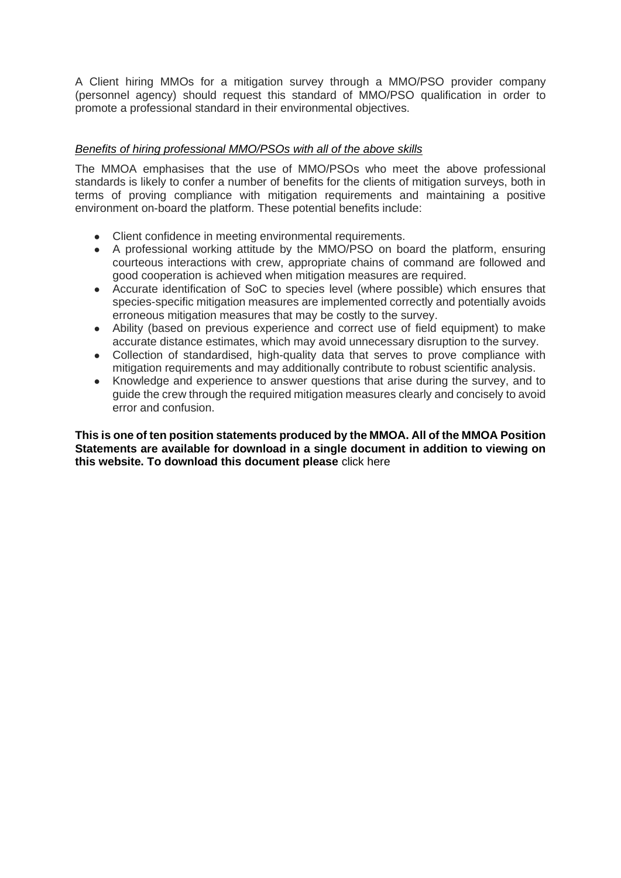A Client hiring MMOs for a mitigation survey through a MMO/PSO provider company (personnel agency) should request this standard of MMO/PSO qualification in order to promote a professional standard in their environmental objectives.

*Benefits of hiring professional MMO/PSOs with all of the above skills*

The MMOA emphasises that the use of MMO/PSOs who meet the above professional standards is likely to confer a number of benefits for the clients of mitigation surveys, both in terms of proving compliance with mitigation requirements and maintaining a positive environment on-board the platform. These potential benefits include:

- Client confidence in meeting environmental requirements.
- A professional working attitude by the MMO/PSO on board the platform, ensuring courteous interactions with crew, appropriate chains of command are followed and good cooperation is achieved when mitigation measures are required.
- Accurate identification of SoC to species level (where possible) which ensures that species-specific mitigation measures are implemented correctly and potentially avoids erroneous mitigation measures that may be costly to the survey.
- Ability (based on previous experience and correct use of field equipment) to make accurate distance estimates, which may avoid unnecessary disruption to the survey.
- Collection of standardised, high-quality data that serves to prove compliance with mitigation requirements and may additionally contribute to robust scientific analysis.
- Knowledge and experience to answer questions that arise during the survey, and to guide the crew through the required mitigation measures clearly and concisely to avoid error and confusion.

**This is one of ten position statements produced by the MMOA. All of the MMOA Position Statements are available for download in a single document in addition to viewing on this website. To download this document please** click here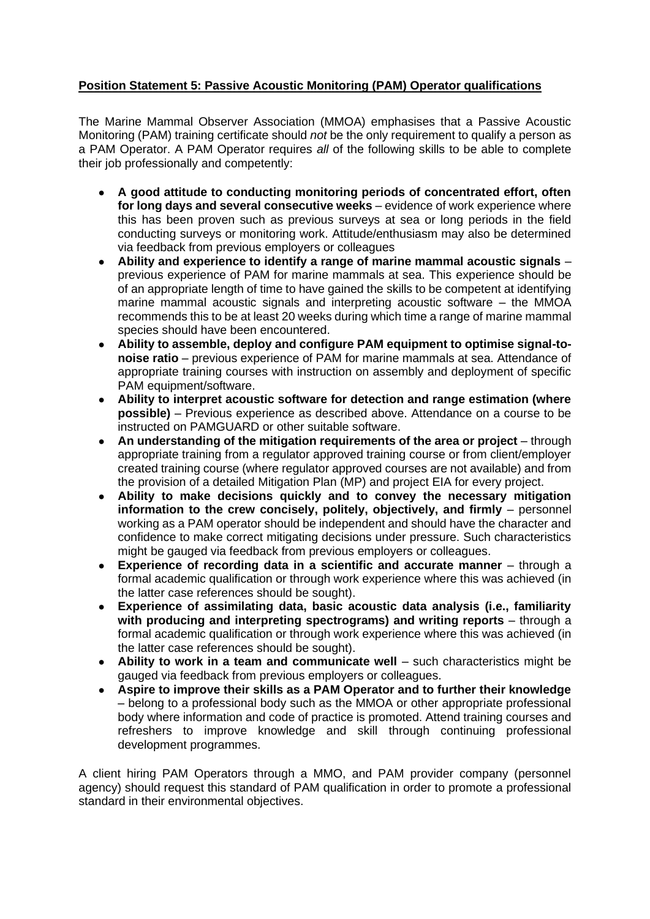**Position Statement 5: Passive Acoustic Monitoring (PAM) Operator qualifications**

The Marine Mammal Observer Association (MMOA) emphasises that a Passive Acoustic Monitoring (PAM) training certificate should *not* be the only requirement to qualify a person as a PAM Operator. A PAM Operator requires *all* of the following skills to be able to complete their job professionally and competently:

- **A good attitude to conducting monitoring periods of concentrated effort, often for long days and several consecutive weeks** – evidence of work experience where this has been proven such as previous surveys at sea or long periods in the field conducting surveys or monitoring work. Attitude/enthusiasm may also be determined via feedback from previous employers or colleagues
- **Ability and experience to identify a range of marine mammal acoustic signals** – previous experience of PAM for marine mammals at sea. This experience should be of an appropriate length of time to have gained the skills to be competent at identifying marine mammal acoustic signals and interpreting acoustic software – the MMOA recommends this to be at least 20 weeks during which time a range of marine mammal species should have been encountered.
- **Ability to assemble, deploy and configure PAM equipment to optimise signal-to-noise ratio** – previous experience of PAM for marine mammals at sea. Attendance of appropriate training courses with instruction on assembly and deployment of specific PAM equipment/software.
- **Ability to interpret acoustic software for detection and range estimation (where possible)** – Previous experience as described above. Attendance on a course to be instructed on PAMGUARD or other suitable software.
- **An understanding of the mitigation requirements of the area or project** – through appropriate training from a regulator approved training course or from client/employer created training course (where regulator approved courses are not available) and from the provision of a detailed Mitigation Plan (MP) and project EIA for every project.
- **Ability to make decisions quickly and to convey the necessary mitigation information to the crew concisely, politely, objectively, and firmly** – personnel working as a PAM operator should be independent and should have the character and confidence to make correct mitigating decisions under pressure. Such characteristics might be gauged via feedback from previous employers or colleagues.
- **Experience of recording data in a scientific and accurate manner** – through a formal academic qualification or through work experience where this was achieved (in the latter case references should be sought).
- **Experience of assimilating data, basic acoustic data analysis (i.e., familiarity with producing and interpreting spectrograms) and writing reports** – through a formal academic qualification or through work experience where this was achieved (in the latter case references should be sought).
- **Ability to work in a team and communicate well** – such characteristics might be gauged via feedback from previous employers or colleagues.
- **Aspire to improve their skills as a PAM Operator and to further their knowledge** – belong to a professional body such as the MMOA or other appropriate professional body where information and code of practice is promoted. Attend training courses and refreshers to improve knowledge and skill through continuing professional development programmes.

A client hiring PAM Operators through a MMO, and PAM provider company (personnel agency) should request this standard of PAM qualification in order to promote a professional standard in their environmental objectives.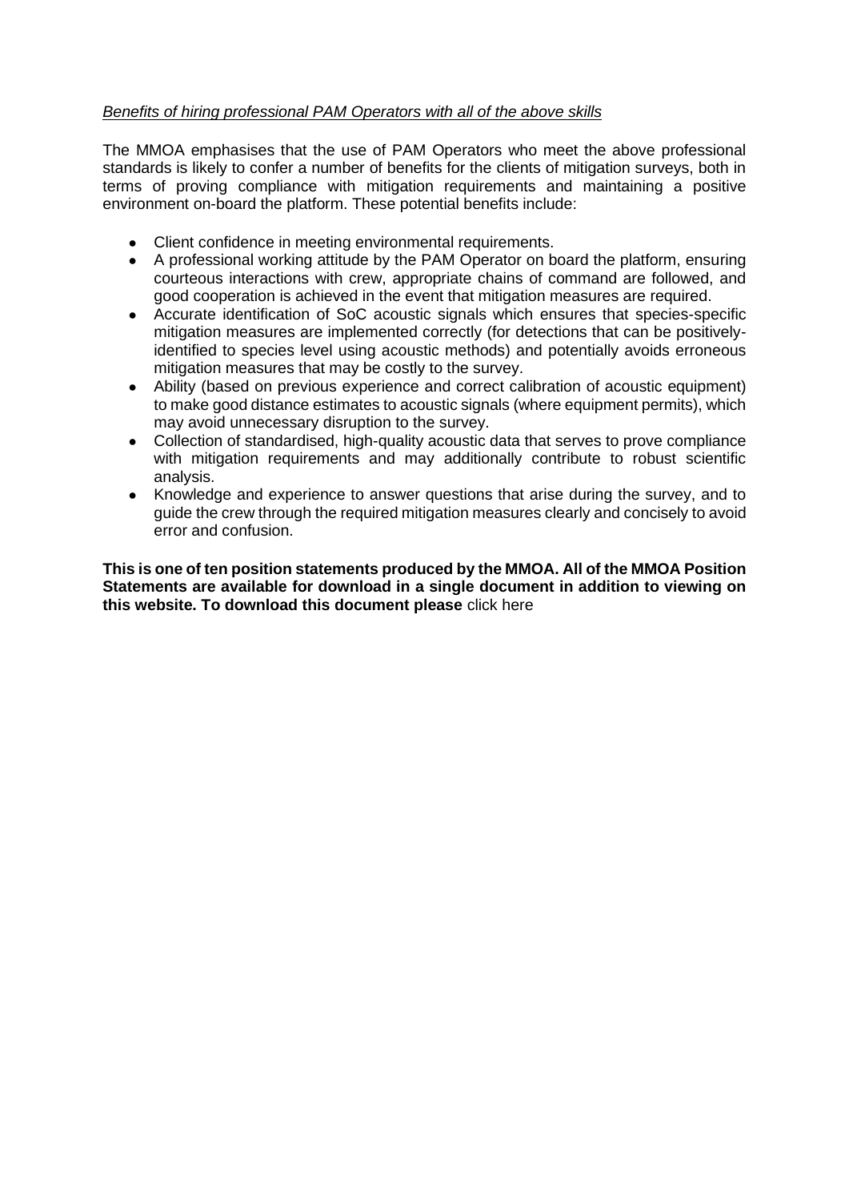*Benefits of hiring professional PAM Operators with all of the above skills*

The MMOA emphasises that the use of PAM Operators who meet the above professional standards is likely to confer a number of benefits for the clients of mitigation surveys, both in terms of proving compliance with mitigation requirements and maintaining a positive environment on-board the platform. These potential benefits include:

- Client confidence in meeting environmental requirements.
- A professional working attitude by the PAM Operator on board the platform, ensuring courteous interactions with crew, appropriate chains of command are followed, and good cooperation is achieved in the event that mitigation measures are required.
- Accurate identification of SoC acoustic signals which ensures that species-specific mitigation measures are implemented correctly (for detections that can be positively-identified to species level using acoustic methods) and potentially avoids erroneous mitigation measures that may be costly to the survey.
- Ability (based on previous experience and correct calibration of acoustic equipment) to make good distance estimates to acoustic signals (where equipment permits), which may avoid unnecessary disruption to the survey.
- Collection of standardised, high-quality acoustic data that serves to prove compliance with mitigation requirements and may additionally contribute to robust scientific analysis.
- Knowledge and experience to answer questions that arise during the survey, and to guide the crew through the required mitigation measures clearly and concisely to avoid error and confusion.

**This is one of ten position statements produced by the MMOA. All of the MMOA Position Statements are available for download in a single document in addition to viewing on this website. To download this document please** click here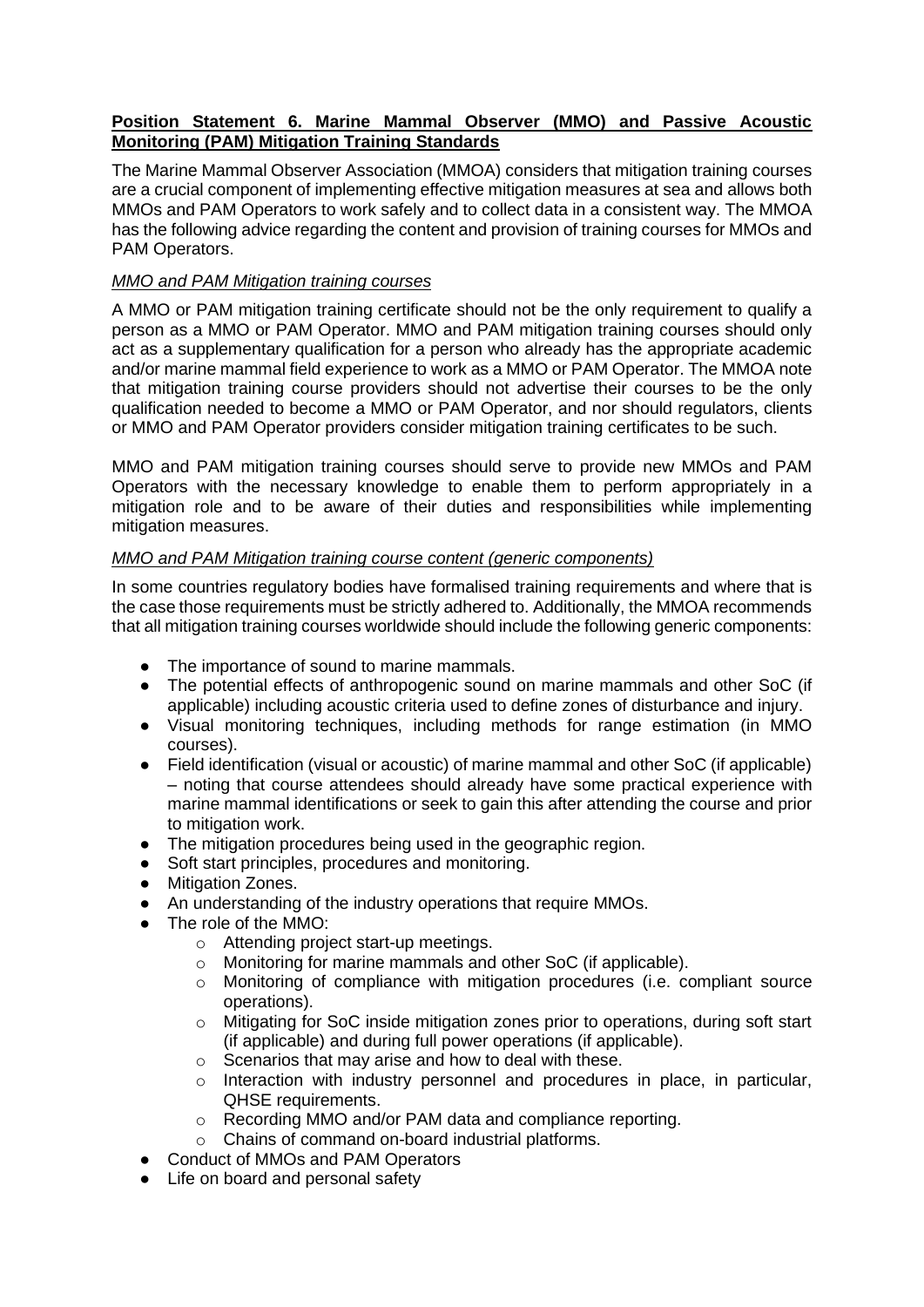**Position Statement 6. Marine Mammal Observer (MMO) and Passive Acoustic Monitoring (PAM) Mitigation Training Standards**

The Marine Mammal Observer Association (MMOA) considers that mitigation training courses are a crucial component of implementing effective mitigation measures at sea and allows both MMOs and PAM Operators to work safely and to collect data in a consistent way. The MMOA has the following advice regarding the content and provision of training courses for MMOs and PAM Operators.

*MMO and PAM Mitigation training courses*

A MMO or PAM mitigation training certificate should not be the only requirement to qualify a person as a MMO or PAM Operator. MMO and PAM mitigation training courses should only act as a supplementary qualification for a person who already has the appropriate academic and/or marine mammal field experience to work as a MMO or PAM Operator. The MMOA note that mitigation training course providers should not advertise their courses to be the only qualification needed to become a MMO or PAM Operator, and nor should regulators, clients or MMO and PAM Operator providers consider mitigation training certificates to be such.

MMO and PAM mitigation training courses should serve to provide new MMOs and PAM Operators with the necessary knowledge to enable them to perform appropriately in a mitigation role and to be aware of their duties and responsibilities while implementing mitigation measures.

*MMO and PAM Mitigation training course content (generic components)*

In some countries regulatory bodies have formalised training requirements and where that is the case those requirements must be strictly adhered to. Additionally, the MMOA recommends that all mitigation training courses worldwide should include the following generic components:

- The importance of sound to marine mammals.
- The potential effects of anthropogenic sound on marine mammals and other SoC (if applicable) including acoustic criteria used to define zones of disturbance and injury.
- Visual monitoring techniques, including methods for range estimation (in MMO courses).
- Field identification (visual or acoustic) of marine mammal and other SoC (if applicable) – noting that course attendees should already have some practical experience with marine mammal identifications or seek to gain this after attending the course and prior to mitigation work.
- The mitigation procedures being used in the geographic region.
- Soft start principles, procedures and monitoring.
- Mitigation Zones.
- An understanding of the industry operations that require MMOs.
- The role of the MMO:
  - Attending project start-up meetings.
  - Monitoring for marine mammals and other SoC (if applicable).
  - Monitoring of compliance with mitigation procedures (i.e. compliant source operations).
  - Mitigating for SoC inside mitigation zones prior to operations, during soft start (if applicable) and during full power operations (if applicable).
  - Scenarios that may arise and how to deal with these.
  - Interaction with industry personnel and procedures in place, in particular, QHSE requirements.
  - Recording MMO and/or PAM data and compliance reporting.
  - Chains of command on-board industrial platforms.
- Conduct of MMOs and PAM Operators
- Life on board and personal safety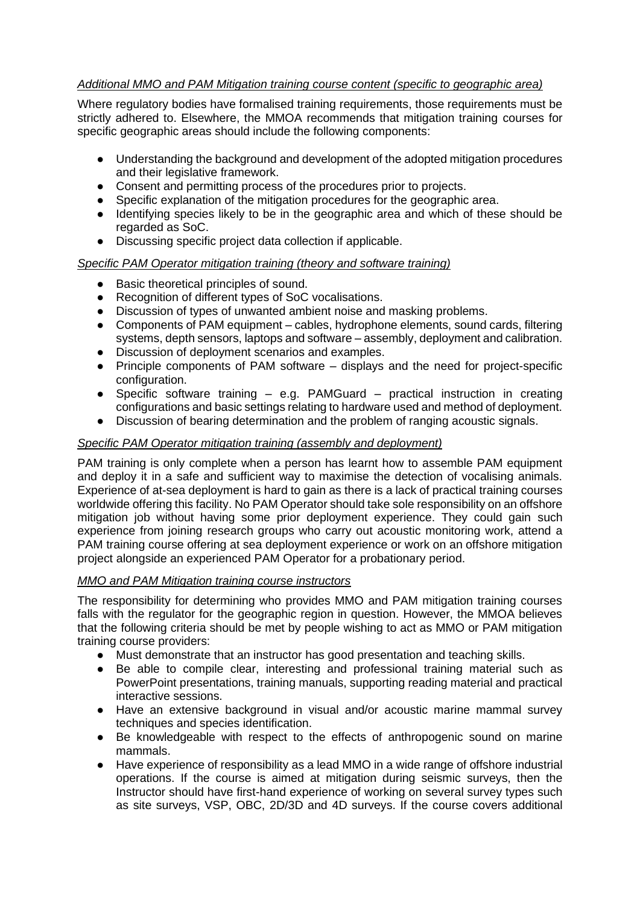*Additional MMO and PAM Mitigation training course content (specific to geographic area)*

Where regulatory bodies have formalised training requirements, those requirements must be strictly adhered to. Elsewhere, the MMOA recommends that mitigation training courses for specific geographic areas should include the following components:

- Understanding the background and development of the adopted mitigation procedures and their legislative framework.
- Consent and permitting process of the procedures prior to projects.
- Specific explanation of the mitigation procedures for the geographic area.
- Identifying species likely to be in the geographic area and which of these should be regarded as SoC.
- Discussing specific project data collection if applicable.

*Specific PAM Operator mitigation training (theory and software training)*

- Basic theoretical principles of sound.
- Recognition of different types of SoC vocalisations.
- Discussion of types of unwanted ambient noise and masking problems.
- Components of PAM equipment – cables, hydrophone elements, sound cards, filtering systems, depth sensors, laptops and software – assembly, deployment and calibration.
- Discussion of deployment scenarios and examples.
- Principle components of PAM software – displays and the need for project-specific configuration.
- Specific software training – e.g. PAMGuard – practical instruction in creating configurations and basic settings relating to hardware used and method of deployment.
- Discussion of bearing determination and the problem of ranging acoustic signals.

*Specific PAM Operator mitigation training (assembly and deployment)*

PAM training is only complete when a person has learnt how to assemble PAM equipment and deploy it in a safe and sufficient way to maximise the detection of vocalising animals. Experience of at-sea deployment is hard to gain as there is a lack of practical training courses worldwide offering this facility. No PAM Operator should take sole responsibility on an offshore mitigation job without having some prior deployment experience. They could gain such experience from joining research groups who carry out acoustic monitoring work, attend a PAM training course offering at sea deployment experience or work on an offshore mitigation project alongside an experienced PAM Operator for a probationary period.

*MMO and PAM Mitigation training course instructors*

The responsibility for determining who provides MMO and PAM mitigation training courses falls with the regulator for the geographic region in question. However, the MMOA believes that the following criteria should be met by people wishing to act as MMO or PAM mitigation training course providers:

- Must demonstrate that an instructor has good presentation and teaching skills.
- Be able to compile clear, interesting and professional training material such as PowerPoint presentations, training manuals, supporting reading material and practical interactive sessions.
- Have an extensive background in visual and/or acoustic marine mammal survey techniques and species identification.
- Be knowledgeable with respect to the effects of anthropogenic sound on marine mammals.
- Have experience of responsibility as a lead MMO in a wide range of offshore industrial operations. If the course is aimed at mitigation during seismic surveys, then the Instructor should have first-hand experience of working on several survey types such as site surveys, VSP, OBC, 2D/3D and 4D surveys. If the course covers additional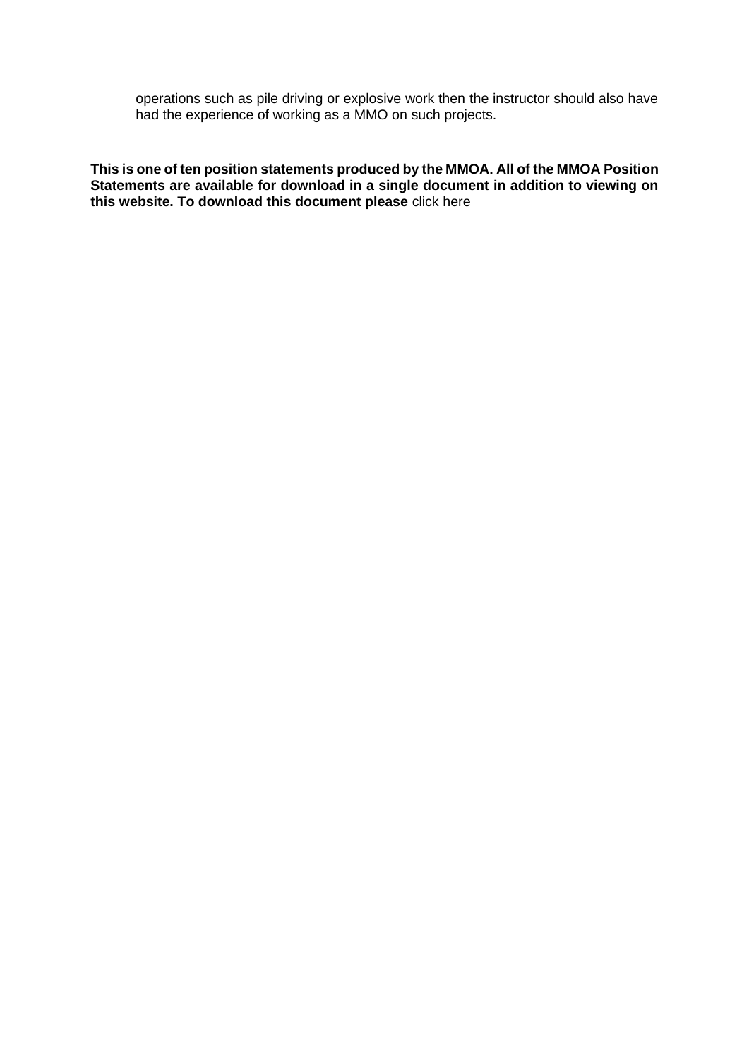operations such as pile driving or explosive work then the instructor should also have had the experience of working as a MMO on such projects.

**This is one of ten position statements produced by the MMOA. All of the MMOA Position Statements are available for download in a single document in addition to viewing on this website. To download this document please** click here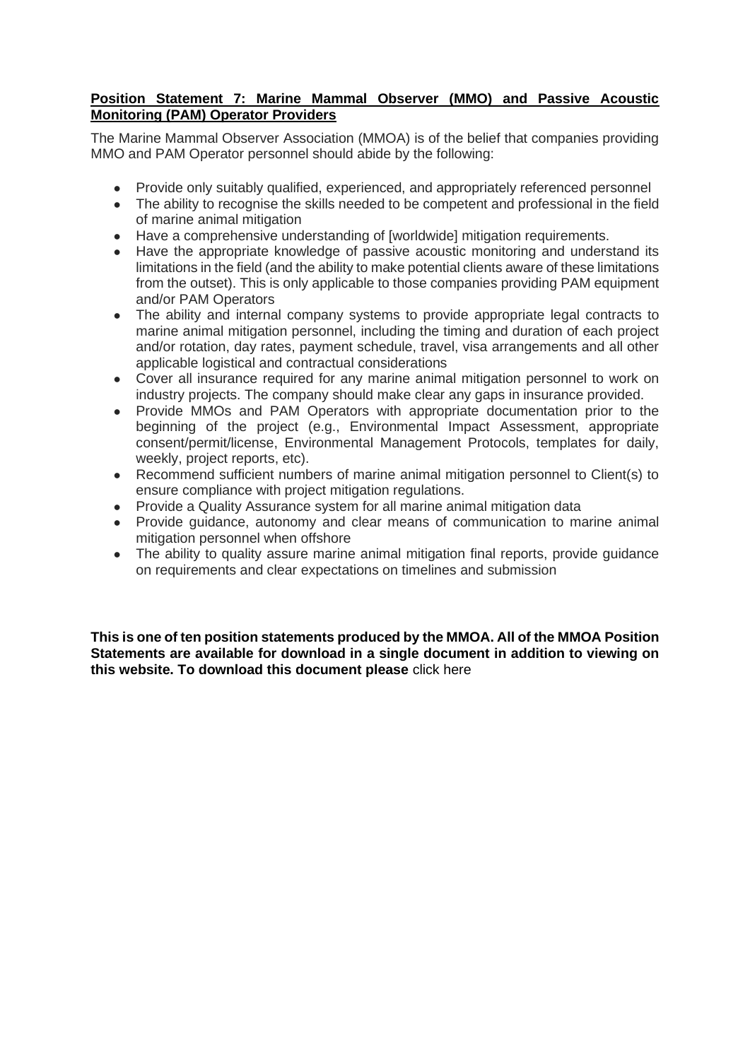**Position Statement 7: Marine Mammal Observer (MMO) and Passive Acoustic Monitoring (PAM) Operator Providers**

The Marine Mammal Observer Association (MMOA) is of the belief that companies providing MMO and PAM Operator personnel should abide by the following:

- Provide only suitably qualified, experienced, and appropriately referenced personnel
- The ability to recognise the skills needed to be competent and professional in the field of marine animal mitigation
- Have a comprehensive understanding of [worldwide] mitigation requirements.
- Have the appropriate knowledge of passive acoustic monitoring and understand its limitations in the field (and the ability to make potential clients aware of these limitations from the outset). This is only applicable to those companies providing PAM equipment and/or PAM Operators
- The ability and internal company systems to provide appropriate legal contracts to marine animal mitigation personnel, including the timing and duration of each project and/or rotation, day rates, payment schedule, travel, visa arrangements and all other applicable logistical and contractual considerations
- Cover all insurance required for any marine animal mitigation personnel to work on industry projects. The company should make clear any gaps in insurance provided.
- Provide MMOs and PAM Operators with appropriate documentation prior to the beginning of the project (e.g., Environmental Impact Assessment, appropriate consent/permit/license, Environmental Management Protocols, templates for daily, weekly, project reports, etc).
- Recommend sufficient numbers of marine animal mitigation personnel to Client(s) to ensure compliance with project mitigation regulations.
- Provide a Quality Assurance system for all marine animal mitigation data
- Provide guidance, autonomy and clear means of communication to marine animal mitigation personnel when offshore
- The ability to quality assure marine animal mitigation final reports, provide guidance on requirements and clear expectations on timelines and submission

**This is one of ten position statements produced by the MMOA. All of the MMOA Position Statements are available for download in a single document in addition to viewing on this website. To download this document please** click here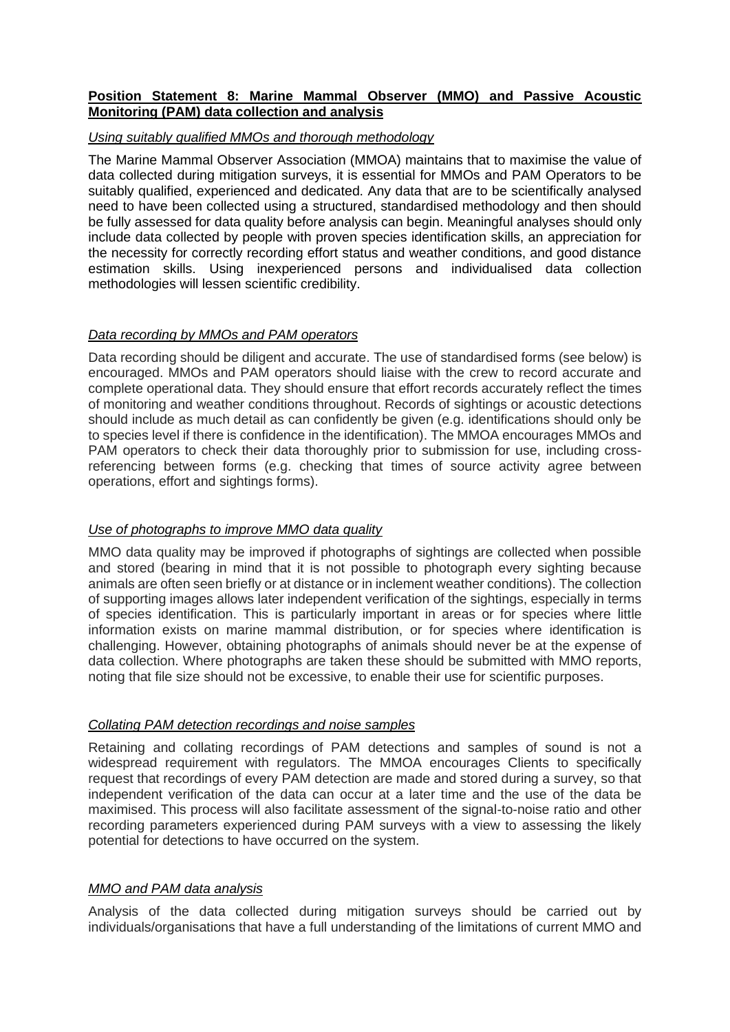**Position Statement 8: Marine Mammal Observer (MMO) and Passive Acoustic Monitoring (PAM) data collection and analysis**

*Using suitably qualified MMOs and thorough methodology*

The Marine Mammal Observer Association (MMOA) maintains that to maximise the value of data collected during mitigation surveys, it is essential for MMOs and PAM Operators to be suitably qualified, experienced and dedicated. Any data that are to be scientifically analysed need to have been collected using a structured, standardised methodology and then should be fully assessed for data quality before analysis can begin. Meaningful analyses should only include data collected by people with proven species identification skills, an appreciation for the necessity for correctly recording effort status and weather conditions, and good distance estimation skills. Using inexperienced persons and individualised data collection methodologies will lessen scientific credibility.

*Data recording by MMOs and PAM operators*

Data recording should be diligent and accurate. The use of standardised forms (see below) is encouraged. MMOs and PAM operators should liaise with the crew to record accurate and complete operational data. They should ensure that effort records accurately reflect the times of monitoring and weather conditions throughout. Records of sightings or acoustic detections should include as much detail as can confidently be given (e.g. identifications should only be to species level if there is confidence in the identification). The MMOA encourages MMOs and PAM operators to check their data thoroughly prior to submission for use, including cross-referencing between forms (e.g. checking that times of source activity agree between operations, effort and sightings forms).

*Use of photographs to improve MMO data quality*

MMO data quality may be improved if photographs of sightings are collected when possible and stored (bearing in mind that it is not possible to photograph every sighting because animals are often seen briefly or at distance or in inclement weather conditions). The collection of supporting images allows later independent verification of the sightings, especially in terms of species identification. This is particularly important in areas or for species where little information exists on marine mammal distribution, or for species where identification is challenging. However, obtaining photographs of animals should never be at the expense of data collection. Where photographs are taken these should be submitted with MMO reports, noting that file size should not be excessive, to enable their use for scientific purposes.

*Collating PAM detection recordings and noise samples*

Retaining and collating recordings of PAM detections and samples of sound is not a widespread requirement with regulators. The MMOA encourages Clients to specifically request that recordings of every PAM detection are made and stored during a survey, so that independent verification of the data can occur at a later time and the use of the data be maximised. This process will also facilitate assessment of the signal-to-noise ratio and other recording parameters experienced during PAM surveys with a view to assessing the likely potential for detections to have occurred on the system.

*MMO and PAM data analysis*

Analysis of the data collected during mitigation surveys should be carried out by individuals/organisations that have a full understanding of the limitations of current MMO and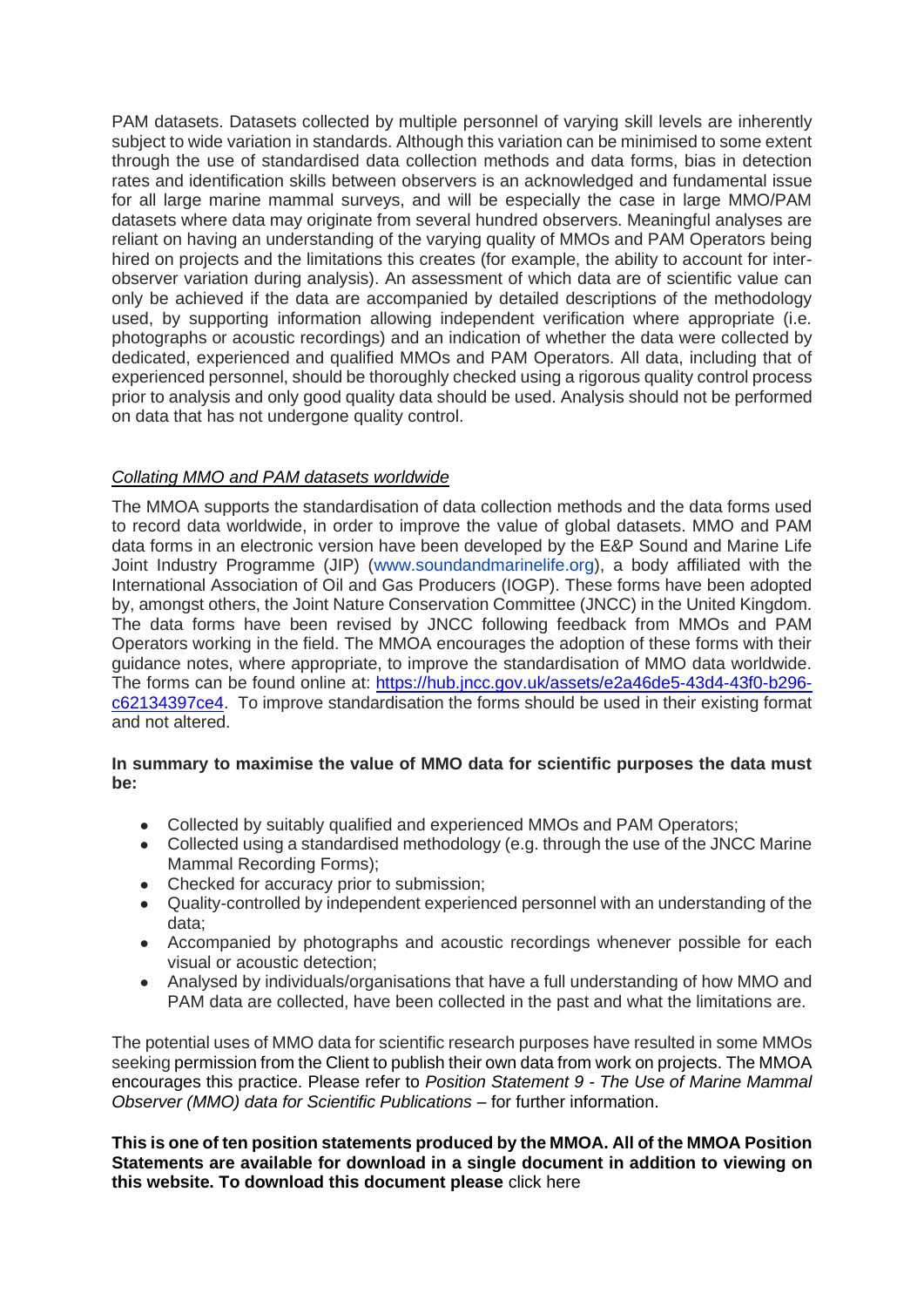PAM datasets. Datasets collected by multiple personnel of varying skill levels are inherently subject to wide variation in standards. Although this variation can be minimised to some extent through the use of standardised data collection methods and data forms, bias in detection rates and identification skills between observers is an acknowledged and fundamental issue for all large marine mammal surveys, and will be especially the case in large MMO/PAM datasets where data may originate from several hundred observers. Meaningful analyses are reliant on having an understanding of the varying quality of MMOs and PAM Operators being hired on projects and the limitations this creates (for example, the ability to account for inter-observer variation during analysis). An assessment of which data are of scientific value can only be achieved if the data are accompanied by detailed descriptions of the methodology used, by supporting information allowing independent verification where appropriate (i.e. photographs or acoustic recordings) and an indication of whether the data were collected by dedicated, experienced and qualified MMOs and PAM Operators. All data, including that of experienced personnel, should be thoroughly checked using a rigorous quality control process prior to analysis and only good quality data should be used. Analysis should not be performed on data that has not undergone quality control.

*Collating MMO and PAM datasets worldwide*

The MMOA supports the standardisation of data collection methods and the data forms used to record data worldwide, in order to improve the value of global datasets. MMO and PAM data forms in an electronic version have been developed by the E&P Sound and Marine Life Joint Industry Programme (JIP) (www.soundandmarinelife.org), a body affiliated with the International Association of Oil and Gas Producers (IOGP). These forms have been adopted by, amongst others, the Joint Nature Conservation Committee (JNCC) in the United Kingdom. The data forms have been revised by JNCC following feedback from MMOs and PAM Operators working in the field. The MMOA encourages the adoption of these forms with their guidance notes, where appropriate, to improve the standardisation of MMO data worldwide. The forms can be found online at: https://hub.jncc.gov.uk/assets/e2a46de5-43d4-43f0-b296-c62134397ce4. To improve standardisation the forms should be used in their existing format and not altered.

**In summary to maximise the value of MMO data for scientific purposes the data must be:**

- Collected by suitably qualified and experienced MMOs and PAM Operators;
- Collected using a standardised methodology (e.g. through the use of the JNCC Marine Mammal Recording Forms);
- Checked for accuracy prior to submission;
- Quality-controlled by independent experienced personnel with an understanding of the data;
- Accompanied by photographs and acoustic recordings whenever possible for each visual or acoustic detection;
- Analysed by individuals/organisations that have a full understanding of how MMO and PAM data are collected, have been collected in the past and what the limitations are.

The potential uses of MMO data for scientific research purposes have resulted in some MMOs seeking permission from the Client to publish their own data from work on projects. The MMOA encourages this practice. Please refer to *Position Statement 9 - The Use of Marine Mammal Observer (MMO) data for Scientific Publications* – for further information.

**This is one of ten position statements produced by the MMOA. All of the MMOA Position Statements are available for download in a single document in addition to viewing on this website. To download this document please** click here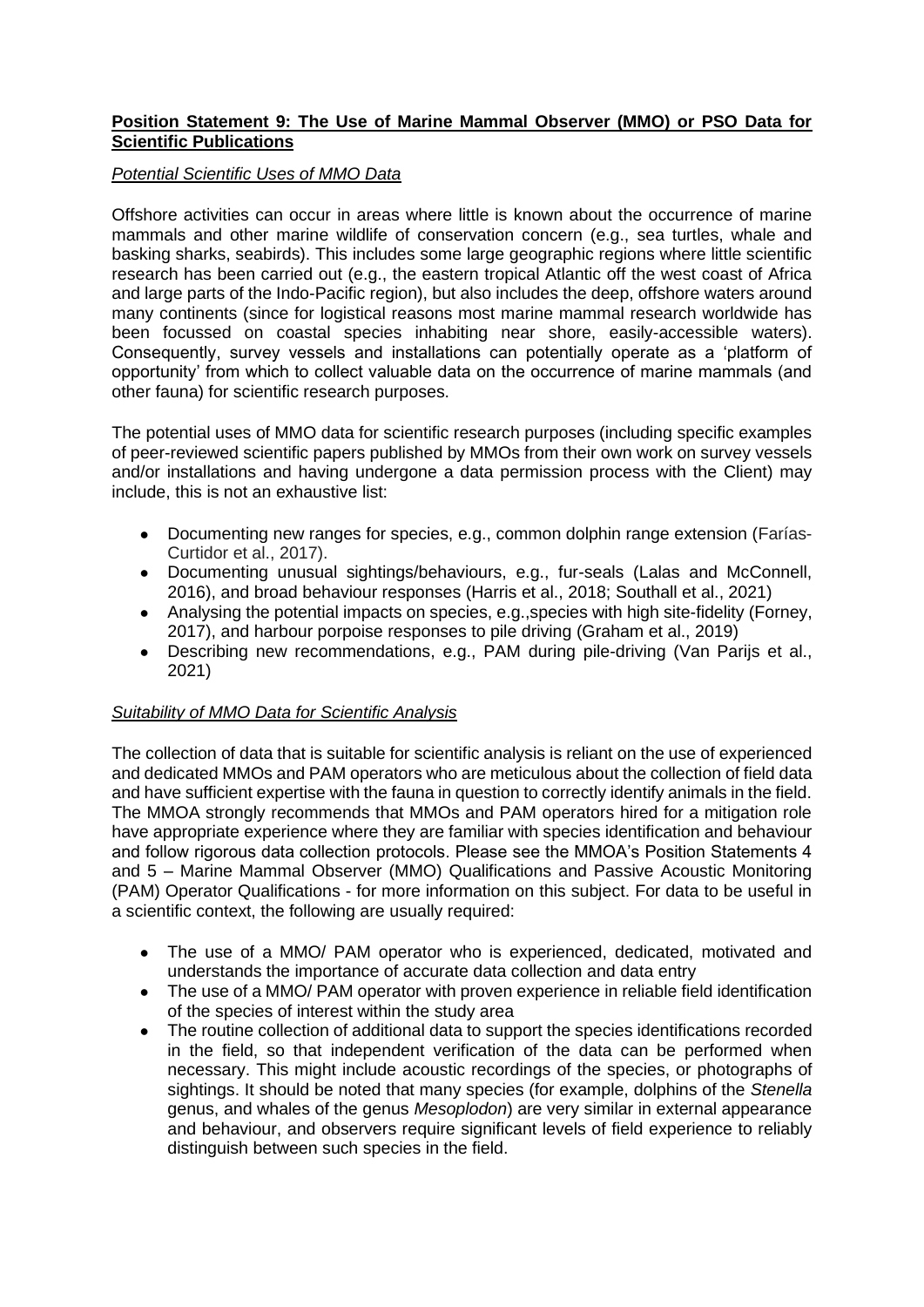**Position Statement 9: The Use of Marine Mammal Observer (MMO) or PSO Data for Scientific Publications**

*Potential Scientific Uses of MMO Data*

Offshore activities can occur in areas where little is known about the occurrence of marine mammals and other marine wildlife of conservation concern (e.g., sea turtles, whale and basking sharks, seabirds). This includes some large geographic regions where little scientific research has been carried out (e.g., the eastern tropical Atlantic off the west coast of Africa and large parts of the Indo-Pacific region), but also includes the deep, offshore waters around many continents (since for logistical reasons most marine mammal research worldwide has been focussed on coastal species inhabiting near shore, easily-accessible waters). Consequently, survey vessels and installations can potentially operate as a 'platform of opportunity' from which to collect valuable data on the occurrence of marine mammals (and other fauna) for scientific research purposes.

The potential uses of MMO data for scientific research purposes (including specific examples of peer-reviewed scientific papers published by MMOs from their own work on survey vessels and/or installations and having undergone a data permission process with the Client) may include, this is not an exhaustive list:

- Documenting new ranges for species, e.g., common dolphin range extension (Farías-Curtidor et al., 2017).
- Documenting unusual sightings/behaviours, e.g., fur-seals (Lalas and McConnell, 2016), and broad behaviour responses (Harris et al., 2018; Southall et al., 2021)
- Analysing the potential impacts on species, e.g.,species with high site-fidelity (Forney, 2017), and harbour porpoise responses to pile driving (Graham et al., 2019)
- Describing new recommendations, e.g., PAM during pile-driving (Van Parijs et al., 2021)

*Suitability of MMO Data for Scientific Analysis*

The collection of data that is suitable for scientific analysis is reliant on the use of experienced and dedicated MMOs and PAM operators who are meticulous about the collection of field data and have sufficient expertise with the fauna in question to correctly identify animals in the field. The MMOA strongly recommends that MMOs and PAM operators hired for a mitigation role have appropriate experience where they are familiar with species identification and behaviour and follow rigorous data collection protocols. Please see the MMOA's Position Statements 4 and 5 – Marine Mammal Observer (MMO) Qualifications and Passive Acoustic Monitoring (PAM) Operator Qualifications - for more information on this subject. For data to be useful in a scientific context, the following are usually required:

- The use of a MMO/ PAM operator who is experienced, dedicated, motivated and understands the importance of accurate data collection and data entry
- The use of a MMO/ PAM operator with proven experience in reliable field identification of the species of interest within the study area
- The routine collection of additional data to support the species identifications recorded in the field, so that independent verification of the data can be performed when necessary. This might include acoustic recordings of the species, or photographs of sightings. It should be noted that many species (for example, dolphins of the *Stenella* genus, and whales of the genus *Mesoplodon*) are very similar in external appearance and behaviour, and observers require significant levels of field experience to reliably distinguish between such species in the field.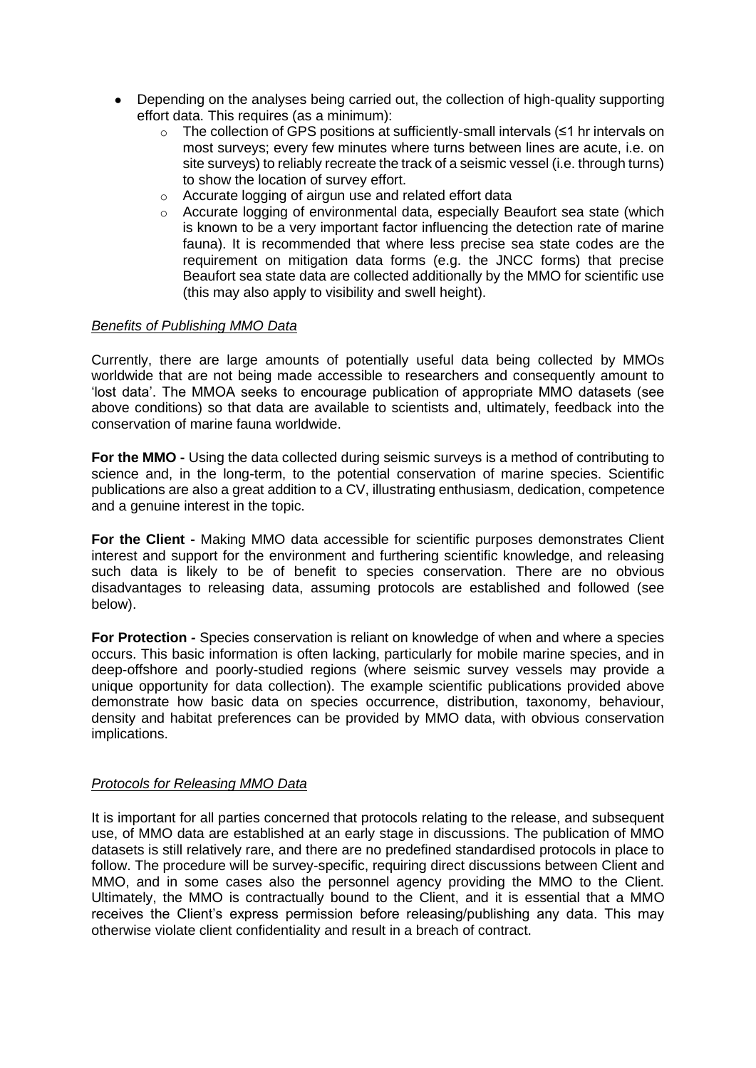- Depending on the analyses being carried out, the collection of high-quality supporting effort data. This requires (as a minimum):
    - The collection of GPS positions at sufficiently-small intervals (≤1 hr intervals on most surveys; every few minutes where turns between lines are acute, i.e. on site surveys) to reliably recreate the track of a seismic vessel (i.e. through turns) to show the location of survey effort.
    - Accurate logging of airgun use and related effort data
    - Accurate logging of environmental data, especially Beaufort sea state (which is known to be a very important factor influencing the detection rate of marine fauna). It is recommended that where less precise sea state codes are the requirement on mitigation data forms (e.g. the JNCC forms) that precise Beaufort sea state data are collected additionally by the MMO for scientific use (this may also apply to visibility and swell height).

*Benefits of Publishing MMO Data*

Currently, there are large amounts of potentially useful data being collected by MMOs worldwide that are not being made accessible to researchers and consequently amount to 'lost data'. The MMOA seeks to encourage publication of appropriate MMO datasets (see above conditions) so that data are available to scientists and, ultimately, feedback into the conservation of marine fauna worldwide.

**For the MMO -** Using the data collected during seismic surveys is a method of contributing to science and, in the long-term, to the potential conservation of marine species. Scientific publications are also a great addition to a CV, illustrating enthusiasm, dedication, competence and a genuine interest in the topic.

**For the Client -** Making MMO data accessible for scientific purposes demonstrates Client interest and support for the environment and furthering scientific knowledge, and releasing such data is likely to be of benefit to species conservation. There are no obvious disadvantages to releasing data, assuming protocols are established and followed (see below).

**For Protection -** Species conservation is reliant on knowledge of when and where a species occurs. This basic information is often lacking, particularly for mobile marine species, and in deep-offshore and poorly-studied regions (where seismic survey vessels may provide a unique opportunity for data collection). The example scientific publications provided above demonstrate how basic data on species occurrence, distribution, taxonomy, behaviour, density and habitat preferences can be provided by MMO data, with obvious conservation implications.

*Protocols for Releasing MMO Data*

It is important for all parties concerned that protocols relating to the release, and subsequent use, of MMO data are established at an early stage in discussions. The publication of MMO datasets is still relatively rare, and there are no predefined standardised protocols in place to follow. The procedure will be survey-specific, requiring direct discussions between Client and MMO, and in some cases also the personnel agency providing the MMO to the Client. Ultimately, the MMO is contractually bound to the Client, and it is essential that a MMO receives the Client's express permission before releasing/publishing any data. This may otherwise violate client confidentiality and result in a breach of contract.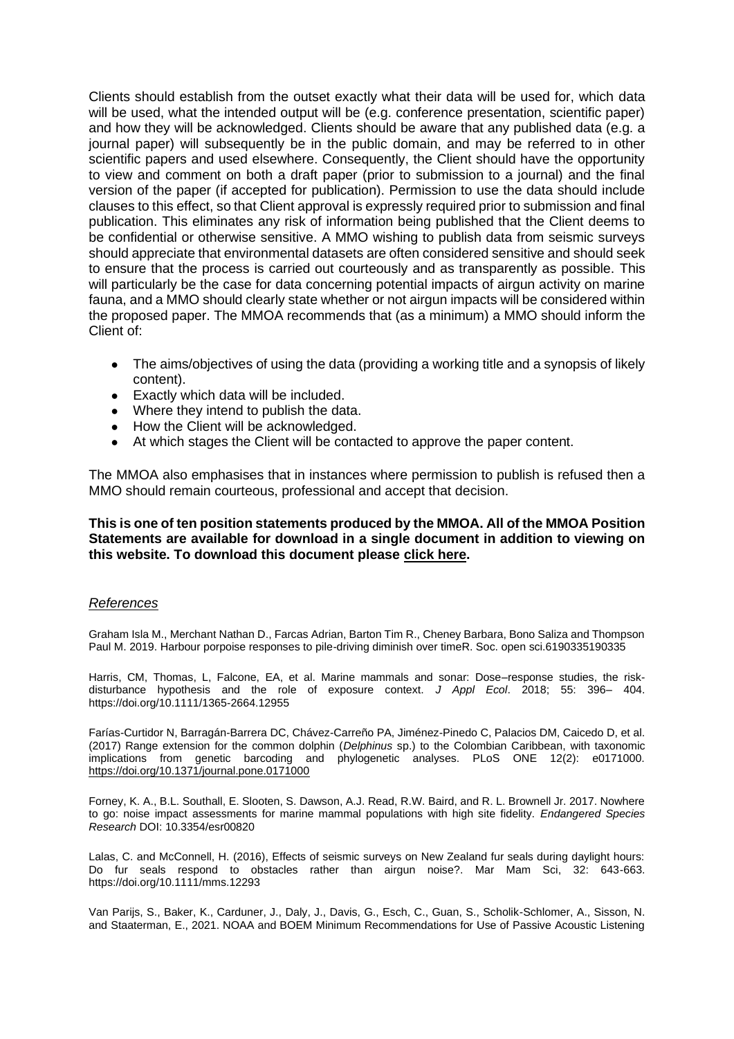Clients should establish from the outset exactly what their data will be used for, which data will be used, what the intended output will be (e.g. conference presentation, scientific paper) and how they will be acknowledged. Clients should be aware that any published data (e.g. a journal paper) will subsequently be in the public domain, and may be referred to in other scientific papers and used elsewhere. Consequently, the Client should have the opportunity to view and comment on both a draft paper (prior to submission to a journal) and the final version of the paper (if accepted for publication). Permission to use the data should include clauses to this effect, so that Client approval is expressly required prior to submission and final publication. This eliminates any risk of information being published that the Client deems to be confidential or otherwise sensitive. A MMO wishing to publish data from seismic surveys should appreciate that environmental datasets are often considered sensitive and should seek to ensure that the process is carried out courteously and as transparently as possible. This will particularly be the case for data concerning potential impacts of airgun activity on marine fauna, and a MMO should clearly state whether or not airgun impacts will be considered within the proposed paper. The MMOA recommends that (as a minimum) a MMO should inform the Client of:

- The aims/objectives of using the data (providing a working title and a synopsis of likely content).
- Exactly which data will be included.
- Where they intend to publish the data.
- How the Client will be acknowledged.
- At which stages the Client will be contacted to approve the paper content.

The MMOA also emphasises that in instances where permission to publish is refused then a MMO should remain courteous, professional and accept that decision.

**This is one of ten position statements produced by the MMOA. All of the MMOA Position Statements are available for download in a single document in addition to viewing on this website. To download this document please click here.**

*References*

Graham Isla M., Merchant Nathan D., Farcas Adrian, Barton Tim R., Cheney Barbara, Bono Saliza and Thompson Paul M. 2019. Harbour porpoise responses to pile-driving diminish over timeR. Soc. open sci.6190335190335

Harris, CM, Thomas, L, Falcone, EA, et al. Marine mammals and sonar: Dose–response studies, the risk-disturbance hypothesis and the role of exposure context. *J Appl Ecol*. 2018; 55: 396– 404. https://doi.org/10.1111/1365-2664.12955

Farías-Curtidor N, Barragán-Barrera DC, Chávez-Carreño PA, Jiménez-Pinedo C, Palacios DM, Caicedo D, et al. (2017) Range extension for the common dolphin (*Delphinus* sp.) to the Colombian Caribbean, with taxonomic implications from genetic barcoding and phylogenetic analyses. PLoS ONE 12(2): e0171000. https://doi.org/10.1371/journal.pone.0171000

Forney, K. A., B.L. Southall, E. Slooten, S. Dawson, A.J. Read, R.W. Baird, and R. L. Brownell Jr. 2017. Nowhere to go: noise impact assessments for marine mammal populations with high site fidelity. *Endangered Species Research* DOI: 10.3354/esr00820

Lalas, C. and McConnell, H. (2016), Effects of seismic surveys on New Zealand fur seals during daylight hours: Do fur seals respond to obstacles rather than airgun noise?. Mar Mam Sci, 32: 643-663. https://doi.org/10.1111/mms.12293

Van Parijs, S., Baker, K., Carduner, J., Daly, J., Davis, G., Esch, C., Guan, S., Scholik-Schlomer, A., Sisson, N. and Staaterman, E., 2021. NOAA and BOEM Minimum Recommendations for Use of Passive Acoustic Listening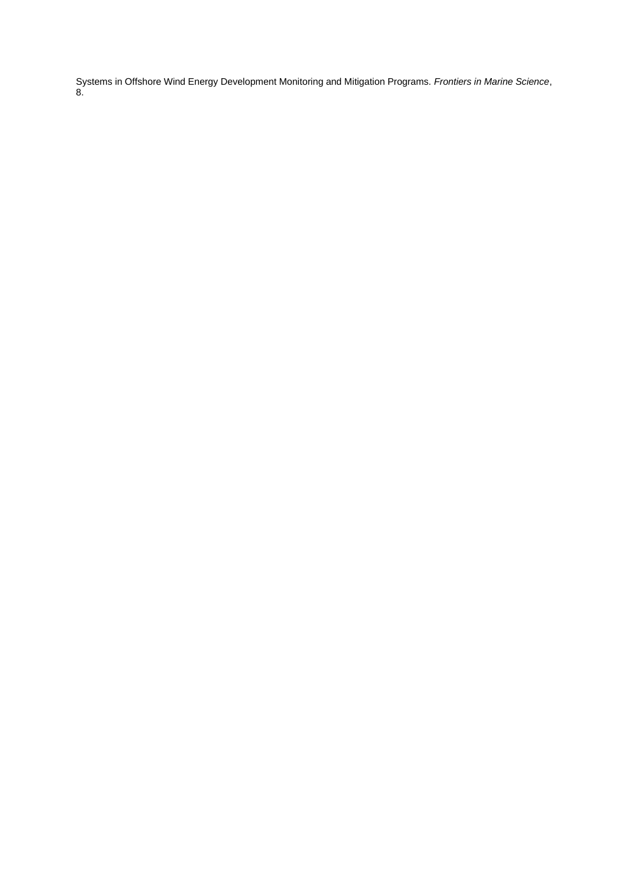Systems in Offshore Wind Energy Development Monitoring and Mitigation Programs. *Frontiers in Marine Science*, 8.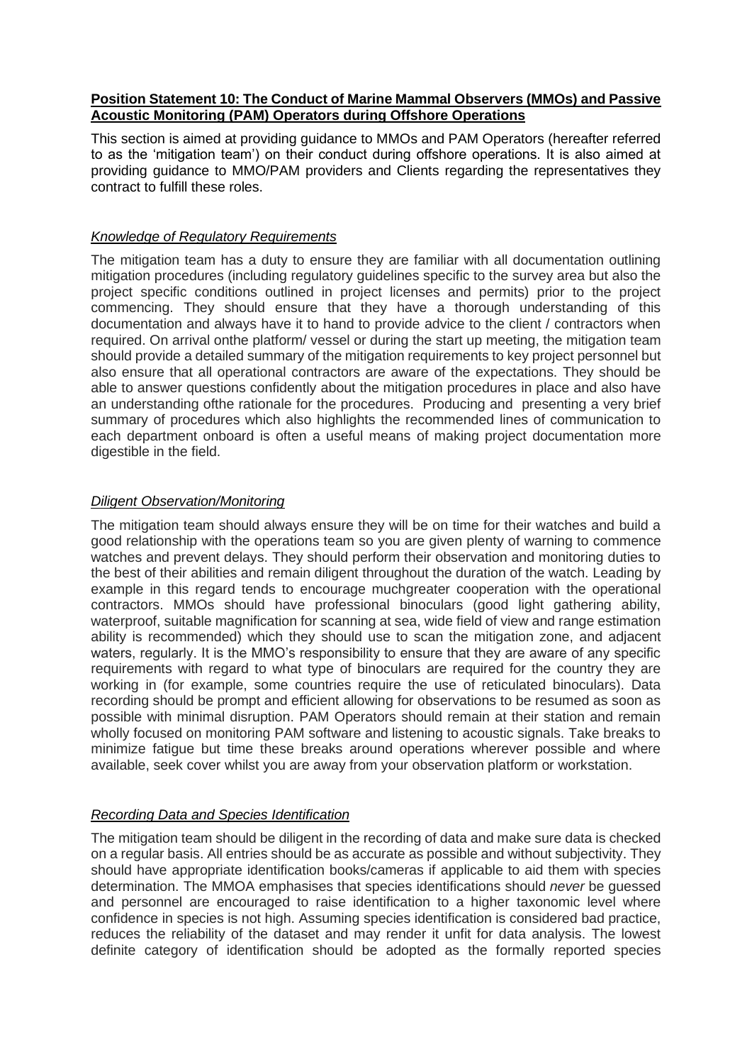**Position Statement 10: The Conduct of Marine Mammal Observers (MMOs) and Passive Acoustic Monitoring (PAM) Operators during Offshore Operations**

This section is aimed at providing guidance to MMOs and PAM Operators (hereafter referred to as the 'mitigation team') on their conduct during offshore operations. It is also aimed at providing guidance to MMO/PAM providers and Clients regarding the representatives they contract to fulfill these roles.

*Knowledge of Regulatory Requirements*

The mitigation team has a duty to ensure they are familiar with all documentation outlining mitigation procedures (including regulatory guidelines specific to the survey area but also the project specific conditions outlined in project licenses and permits) prior to the project commencing. They should ensure that they have a thorough understanding of this documentation and always have it to hand to provide advice to the client / contractors when required. On arrival onthe platform/ vessel or during the start up meeting, the mitigation team should provide a detailed summary of the mitigation requirements to key project personnel but also ensure that all operational contractors are aware of the expectations. They should be able to answer questions confidently about the mitigation procedures in place and also have an understanding ofthe rationale for the procedures. Producing and presenting a very brief summary of procedures which also highlights the recommended lines of communication to each department onboard is often a useful means of making project documentation more digestible in the field.

*Diligent Observation/Monitoring*

The mitigation team should always ensure they will be on time for their watches and build a good relationship with the operations team so you are given plenty of warning to commence watches and prevent delays. They should perform their observation and monitoring duties to the best of their abilities and remain diligent throughout the duration of the watch. Leading by example in this regard tends to encourage muchgreater cooperation with the operational contractors. MMOs should have professional binoculars (good light gathering ability, waterproof, suitable magnification for scanning at sea, wide field of view and range estimation ability is recommended) which they should use to scan the mitigation zone, and adjacent waters, regularly. It is the MMO's responsibility to ensure that they are aware of any specific requirements with regard to what type of binoculars are required for the country they are working in (for example, some countries require the use of reticulated binoculars). Data recording should be prompt and efficient allowing for observations to be resumed as soon as possible with minimal disruption. PAM Operators should remain at their station and remain wholly focused on monitoring PAM software and listening to acoustic signals. Take breaks to minimize fatigue but time these breaks around operations wherever possible and where available, seek cover whilst you are away from your observation platform or workstation.

*Recording Data and Species Identification*

The mitigation team should be diligent in the recording of data and make sure data is checked on a regular basis. All entries should be as accurate as possible and without subjectivity. They should have appropriate identification books/cameras if applicable to aid them with species determination. The MMOA emphasises that species identifications should *never* be guessed and personnel are encouraged to raise identification to a higher taxonomic level where confidence in species is not high. Assuming species identification is considered bad practice, reduces the reliability of the dataset and may render it unfit for data analysis. The lowest definite category of identification should be adopted as the formally reported species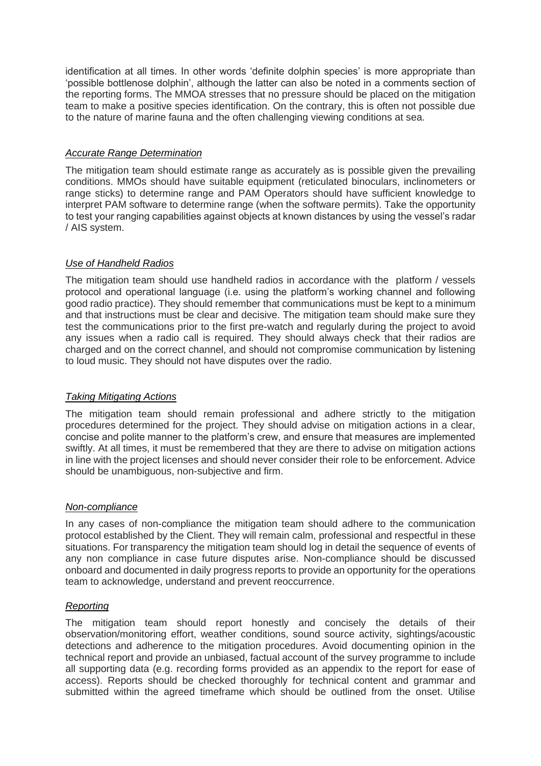identification at all times. In other words 'definite dolphin species' is more appropriate than 'possible bottlenose dolphin', although the latter can also be noted in a comments section of the reporting forms. The MMOA stresses that no pressure should be placed on the mitigation team to make a positive species identification. On the contrary, this is often not possible due to the nature of marine fauna and the often challenging viewing conditions at sea.

*Accurate Range Determination*

The mitigation team should estimate range as accurately as is possible given the prevailing conditions. MMOs should have suitable equipment (reticulated binoculars, inclinometers or range sticks) to determine range and PAM Operators should have sufficient knowledge to interpret PAM software to determine range (when the software permits). Take the opportunity to test your ranging capabilities against objects at known distances by using the vessel's radar / AIS system.

*Use of Handheld Radios*

The mitigation team should use handheld radios in accordance with the platform / vessels protocol and operational language (i.e. using the platform's working channel and following good radio practice). They should remember that communications must be kept to a minimum and that instructions must be clear and decisive. The mitigation team should make sure they test the communications prior to the first pre-watch and regularly during the project to avoid any issues when a radio call is required. They should always check that their radios are charged and on the correct channel, and should not compromise communication by listening to loud music. They should not have disputes over the radio.

*Taking Mitigating Actions*

The mitigation team should remain professional and adhere strictly to the mitigation procedures determined for the project. They should advise on mitigation actions in a clear, concise and polite manner to the platform's crew, and ensure that measures are implemented swiftly. At all times, it must be remembered that they are there to advise on mitigation actions in line with the project licenses and should never consider their role to be enforcement. Advice should be unambiguous, non-subjective and firm.

*Non-compliance*

In any cases of non-compliance the mitigation team should adhere to the communication protocol established by the Client. They will remain calm, professional and respectful in these situations. For transparency the mitigation team should log in detail the sequence of events of any non compliance in case future disputes arise. Non-compliance should be discussed onboard and documented in daily progress reports to provide an opportunity for the operations team to acknowledge, understand and prevent reoccurrence.

*Reporting*

The mitigation team should report honestly and concisely the details of their observation/monitoring effort, weather conditions, sound source activity, sightings/acoustic detections and adherence to the mitigation procedures. Avoid documenting opinion in the technical report and provide an unbiased, factual account of the survey programme to include all supporting data (e.g. recording forms provided as an appendix to the report for ease of access). Reports should be checked thoroughly for technical content and grammar and submitted within the agreed timeframe which should be outlined from the onset. Utilise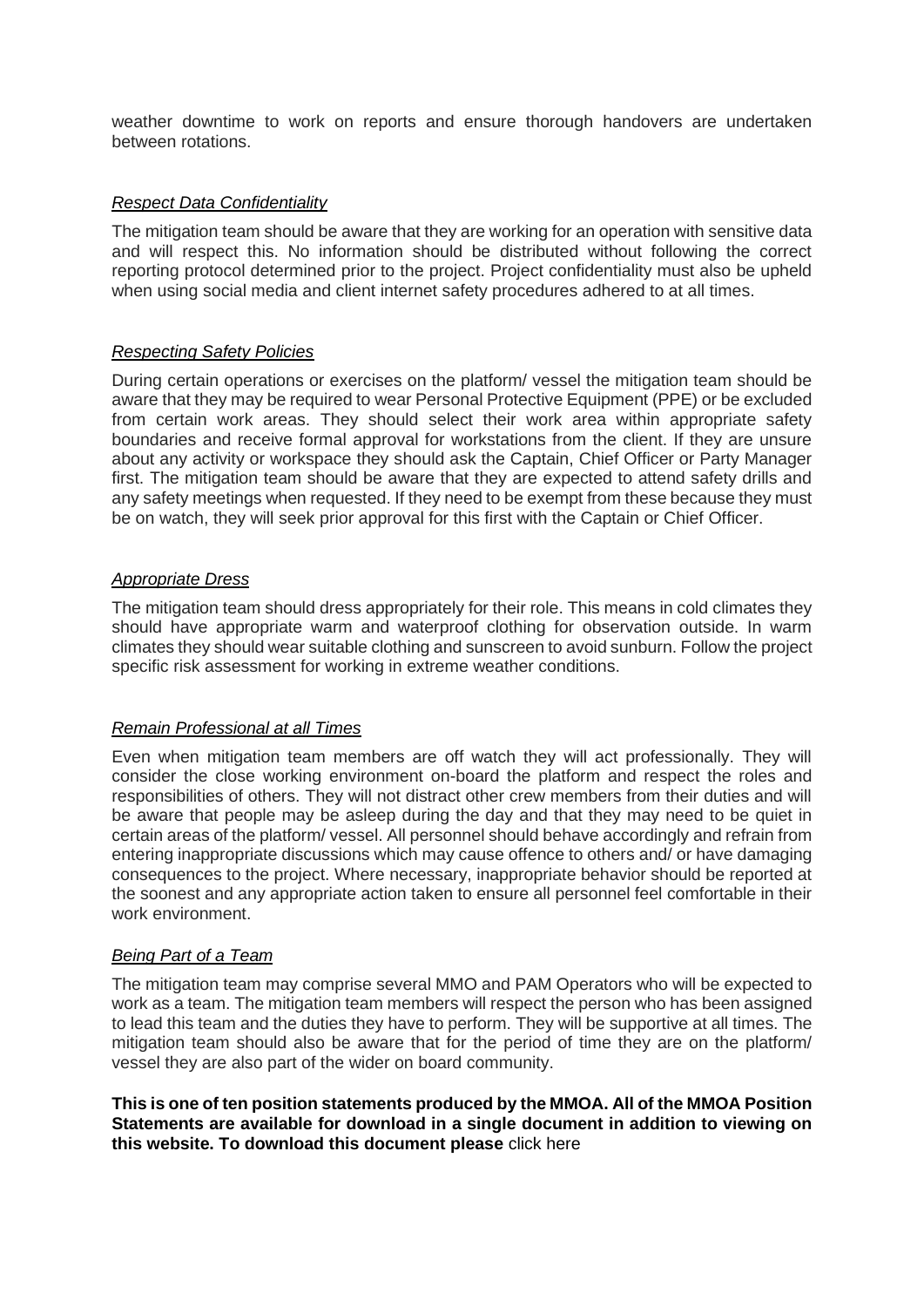weather downtime to work on reports and ensure thorough handovers are undertaken between rotations.

*Respect Data Confidentiality*

The mitigation team should be aware that they are working for an operation with sensitive data and will respect this. No information should be distributed without following the correct reporting protocol determined prior to the project. Project confidentiality must also be upheld when using social media and client internet safety procedures adhered to at all times.

*Respecting Safety Policies*

During certain operations or exercises on the platform/ vessel the mitigation team should be aware that they may be required to wear Personal Protective Equipment (PPE) or be excluded from certain work areas. They should select their work area within appropriate safety boundaries and receive formal approval for workstations from the client. If they are unsure about any activity or workspace they should ask the Captain, Chief Officer or Party Manager first. The mitigation team should be aware that they are expected to attend safety drills and any safety meetings when requested. If they need to be exempt from these because they must be on watch, they will seek prior approval for this first with the Captain or Chief Officer.

*Appropriate Dress*

The mitigation team should dress appropriately for their role. This means in cold climates they should have appropriate warm and waterproof clothing for observation outside. In warm climates they should wear suitable clothing and sunscreen to avoid sunburn. Follow the project specific risk assessment for working in extreme weather conditions.

*Remain Professional at all Times*

Even when mitigation team members are off watch they will act professionally. They will consider the close working environment on-board the platform and respect the roles and responsibilities of others. They will not distract other crew members from their duties and will be aware that people may be asleep during the day and that they may need to be quiet in certain areas of the platform/ vessel. All personnel should behave accordingly and refrain from entering inappropriate discussions which may cause offence to others and/ or have damaging consequences to the project. Where necessary, inappropriate behavior should be reported at the soonest and any appropriate action taken to ensure all personnel feel comfortable in their work environment.

*Being Part of a Team*

The mitigation team may comprise several MMO and PAM Operators who will be expected to work as a team. The mitigation team members will respect the person who has been assigned to lead this team and the duties they have to perform. They will be supportive at all times. The mitigation team should also be aware that for the period of time they are on the platform/ vessel they are also part of the wider on board community.

**This is one of ten position statements produced by the MMOA. All of the MMOA Position Statements are available for download in a single document in addition to viewing on this website. To download this document please** click here